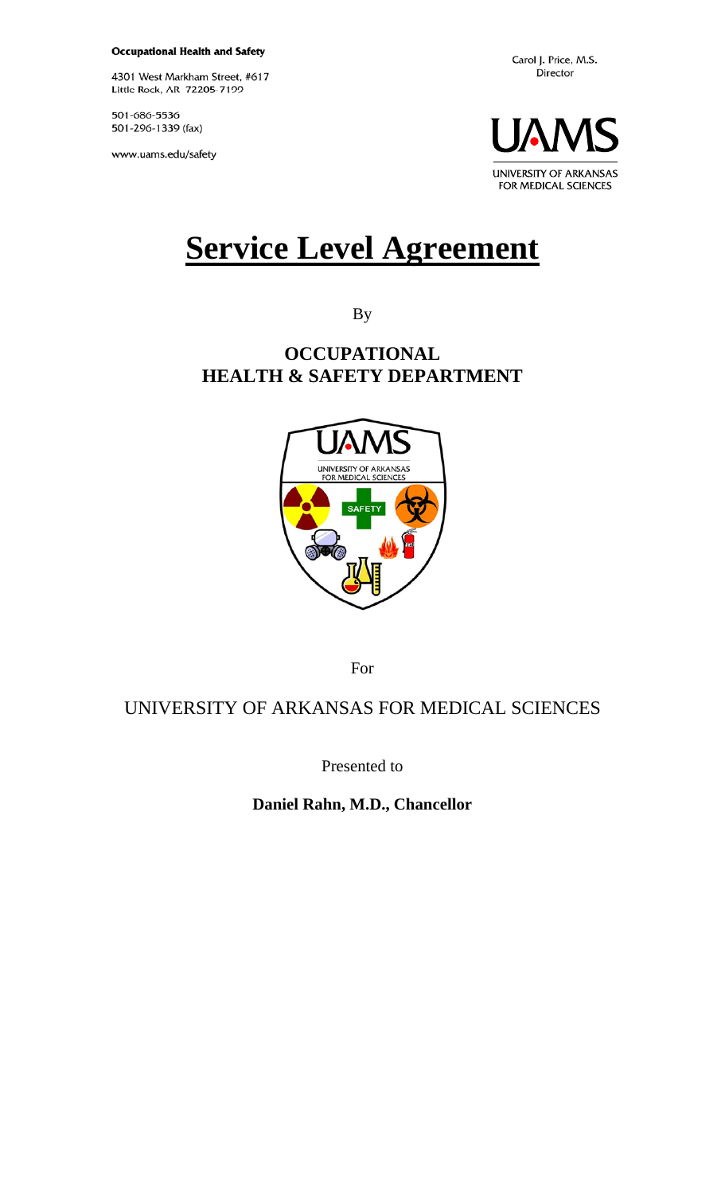**Occupational Health and Safety**

4301 West Markham Street, #617
Little Rock, AR 72205-7199

501-686-5536
501-296-1339 (fax)

www.uams.edu/safety

Carol J. Price, M.S.
Director

UAMS
UNIVERSITY OF ARKANSAS FOR MEDICAL SCIENCES

# Service Level Agreement

By

## OCCUPATIONAL HEALTH & SAFETY DEPARTMENT

For

UNIVERSITY OF ARKANSAS FOR MEDICAL SCIENCES

Presented to

**Daniel Rahn, M.D., Chancellor**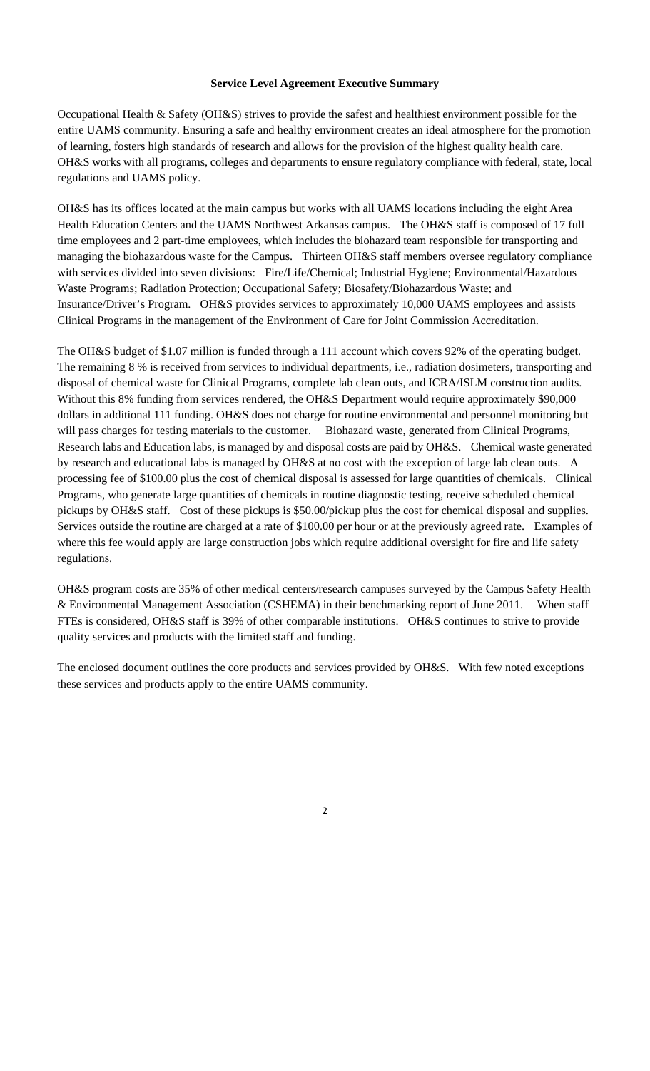**Service Level Agreement Executive Summary**

Occupational Health & Safety (OH&S) strives to provide the safest and healthiest environment possible for the entire UAMS community. Ensuring a safe and healthy environment creates an ideal atmosphere for the promotion of learning, fosters high standards of research and allows for the provision of the highest quality health care. OH&S works with all programs, colleges and departments to ensure regulatory compliance with federal, state, local regulations and UAMS policy.

OH&S has its offices located at the main campus but works with all UAMS locations including the eight Area Health Education Centers and the UAMS Northwest Arkansas campus. The OH&S staff is composed of 17 full time employees and 2 part-time employees, which includes the biohazard team responsible for transporting and managing the biohazardous waste for the Campus. Thirteen OH&S staff members oversee regulatory compliance with services divided into seven divisions: Fire/Life/Chemical; Industrial Hygiene; Environmental/Hazardous Waste Programs; Radiation Protection; Occupational Safety; Biosafety/Biohazardous Waste; and Insurance/Driver's Program. OH&S provides services to approximately 10,000 UAMS employees and assists Clinical Programs in the management of the Environment of Care for Joint Commission Accreditation.

The OH&S budget of $1.07 million is funded through a 111 account which covers 92% of the operating budget. The remaining 8 % is received from services to individual departments, i.e., radiation dosimeters, transporting and disposal of chemical waste for Clinical Programs, complete lab clean outs, and ICRA/ISLM construction audits. Without this 8% funding from services rendered, the OH&S Department would require approximately $90,000 dollars in additional 111 funding. OH&S does not charge for routine environmental and personnel monitoring but will pass charges for testing materials to the customer. Biohazard waste, generated from Clinical Programs, Research labs and Education labs, is managed by and disposal costs are paid by OH&S. Chemical waste generated by research and educational labs is managed by OH&S at no cost with the exception of large lab clean outs. A processing fee of $100.00 plus the cost of chemical disposal is assessed for large quantities of chemicals. Clinical Programs, who generate large quantities of chemicals in routine diagnostic testing, receive scheduled chemical pickups by OH&S staff. Cost of these pickups is $50.00/pickup plus the cost for chemical disposal and supplies. Services outside the routine are charged at a rate of $100.00 per hour or at the previously agreed rate. Examples of where this fee would apply are large construction jobs which require additional oversight for fire and life safety regulations.

OH&S program costs are 35% of other medical centers/research campuses surveyed by the Campus Safety Health & Environmental Management Association (CSHEMA) in their benchmarking report of June 2011. When staff FTEs is considered, OH&S staff is 39% of other comparable institutions. OH&S continues to strive to provide quality services and products with the limited staff and funding.

The enclosed document outlines the core products and services provided by OH&S. With few noted exceptions these services and products apply to the entire UAMS community.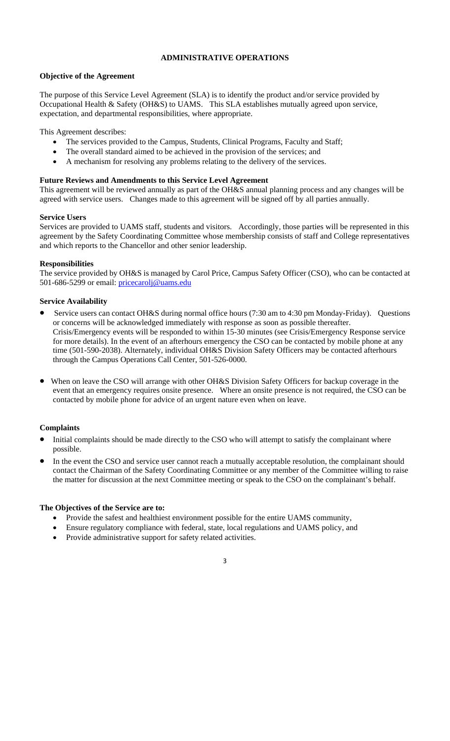## ADMINISTRATIVE OPERATIONS

**Objective of the Agreement**

The purpose of this Service Level Agreement (SLA) is to identify the product and/or service provided by Occupational Health & Safety (OH&S) to UAMS. This SLA establishes mutually agreed upon service, expectation, and departmental responsibilities, where appropriate.

This Agreement describes:

- The services provided to the Campus, Students, Clinical Programs, Faculty and Staff;
- The overall standard aimed to be achieved in the provision of the services; and
- A mechanism for resolving any problems relating to the delivery of the services.

**Future Reviews and Amendments to this Service Level Agreement**

This agreement will be reviewed annually as part of the OH&S annual planning process and any changes will be agreed with service users. Changes made to this agreement will be signed off by all parties annually.

**Service Users**

Services are provided to UAMS staff, students and visitors. Accordingly, those parties will be represented in this agreement by the Safety Coordinating Committee whose membership consists of staff and College representatives and which reports to the Chancellor and other senior leadership.

**Responsibilities**

The service provided by OH&S is managed by Carol Price, Campus Safety Officer (CSO), who can be contacted at 501-686-5299 or email: pricecarolj@uams.edu

**Service Availability**

- Service users can contact OH&S during normal office hours (7:30 am to 4:30 pm Monday-Friday). Questions or concerns will be acknowledged immediately with response as soon as possible thereafter. Crisis/Emergency events will be responded to within 15-30 minutes (see Crisis/Emergency Response service for more details). In the event of an afterhours emergency the CSO can be contacted by mobile phone at any time (501-590-2038). Alternately, individual OH&S Division Safety Officers may be contacted afterhours through the Campus Operations Call Center, 501-526-0000.
- When on leave the CSO will arrange with other OH&S Division Safety Officers for backup coverage in the event that an emergency requires onsite presence. Where an onsite presence is not required, the CSO can be contacted by mobile phone for advice of an urgent nature even when on leave.

**Complaints**

- Initial complaints should be made directly to the CSO who will attempt to satisfy the complainant where possible.
- In the event the CSO and service user cannot reach a mutually acceptable resolution, the complainant should contact the Chairman of the Safety Coordinating Committee or any member of the Committee willing to raise the matter for discussion at the next Committee meeting or speak to the CSO on the complainant's behalf.

**The Objectives of the Service are to:**

- Provide the safest and healthiest environment possible for the entire UAMS community,
- Ensure regulatory compliance with federal, state, local regulations and UAMS policy, and
- Provide administrative support for safety related activities.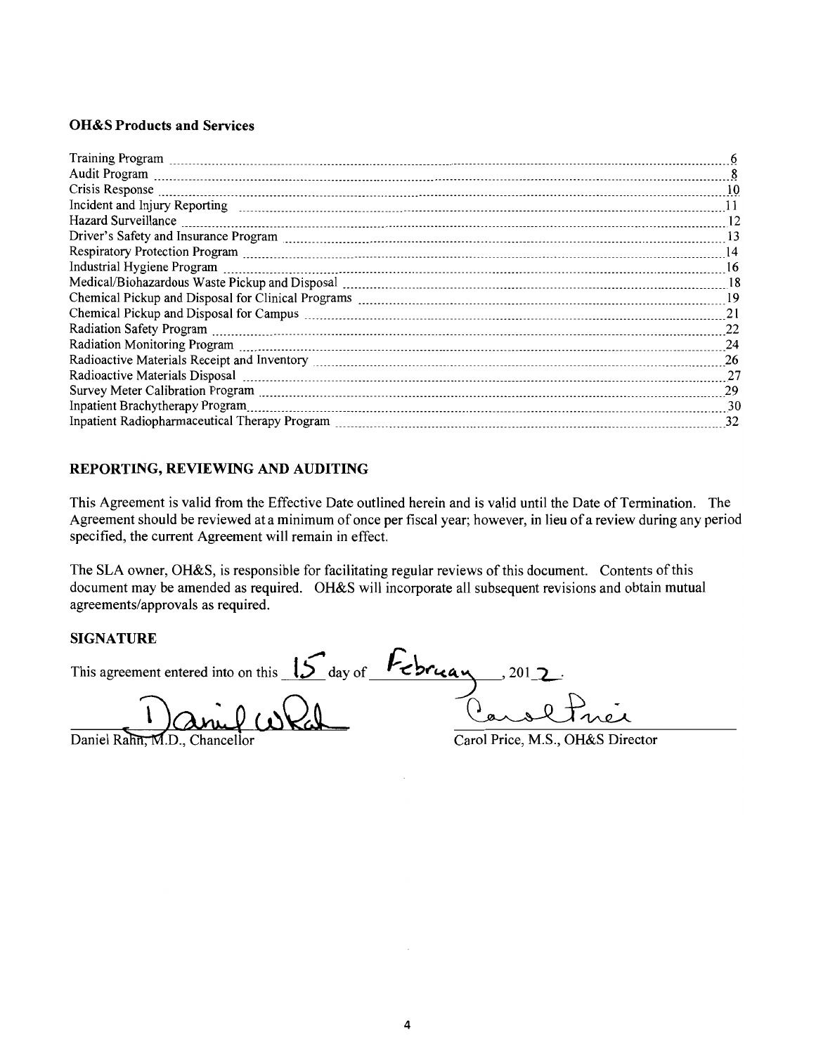### OH&S Products and Services

| | |
|---|---|
| Training Program | 6 |
| Audit Program | 8 |
| Crisis Response | 10 |
| Incident and Injury Reporting | 11 |
| Hazard Surveillance | 12 |
| Driver's Safety and Insurance Program | 13 |
| Respiratory Protection Program | 14 |
| Industrial Hygiene Program | 16 |
| Medical/Biohazardous Waste Pickup and Disposal | 18 |
| Chemical Pickup and Disposal for Clinical Programs | 19 |
| Chemical Pickup and Disposal for Campus | 21 |
| Radiation Safety Program | 22 |
| Radiation Monitoring Program | 24 |
| Radioactive Materials Receipt and Inventory | 26 |
| Radioactive Materials Disposal | 27 |
| Survey Meter Calibration Program | 29 |
| Inpatient Brachytherapy Program | 30 |
| Inpatient Radiopharmaceutical Therapy Program | 32 |

### REPORTING, REVIEWING AND AUDITING

This Agreement is valid from the Effective Date outlined herein and is valid until the Date of Termination. The Agreement should be reviewed at a minimum of once per fiscal year; however, in lieu of a review during any period specified, the current Agreement will remain in effect.

The SLA owner, OH&S, is responsible for facilitating regular reviews of this document. Contents of this document may be amended as required. OH&S will incorporate all subsequent revisions and obtain mutual agreements/approvals as required.

### SIGNATURE

This agreement entered into on this 15 day of February, 2012.

Daniel Rahn, M.D., Chancellor

Carol Price, M.S., OH&S Director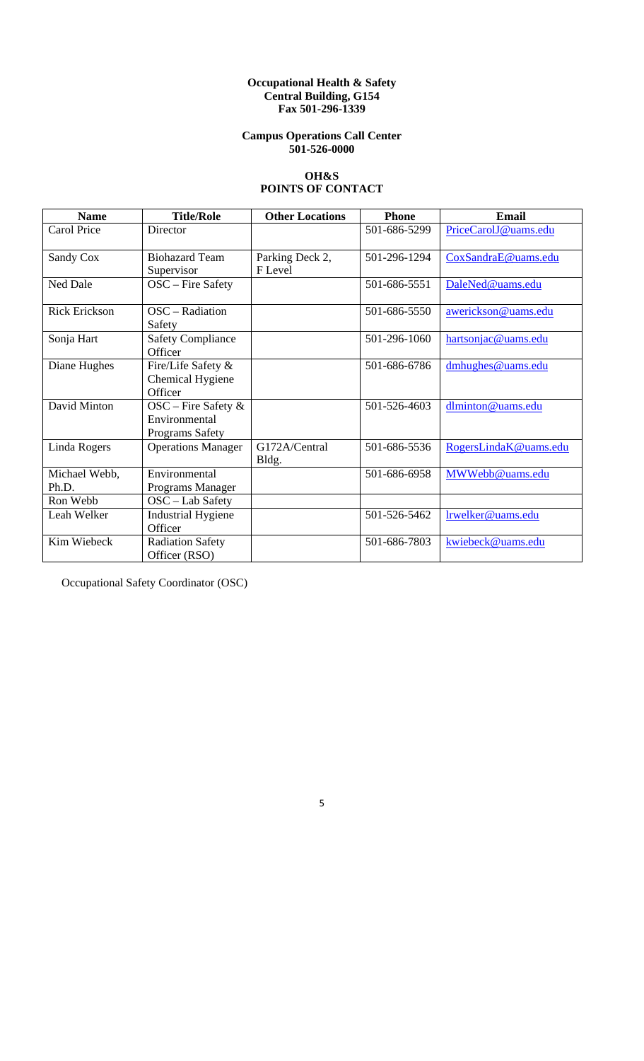**Occupational Health & Safety**
**Central Building, G154**
**Fax 501-296-1339**

**Campus Operations Call Center**
**501-526-0000**

## OH&S
## POINTS OF CONTACT

| Name | Title/Role | Other Locations | Phone | Email |
|---|---|---|---|---|
| Carol Price | Director | | 501-686-5299 | PriceCarolJ@uams.edu |
| Sandy Cox | Biohazard Team Supervisor | Parking Deck 2, F Level | 501-296-1294 | CoxSandraE@uams.edu |
| Ned Dale | OSC – Fire Safety | | 501-686-5551 | DaleNed@uams.edu |
| Rick Erickson | OSC – Radiation Safety | | 501-686-5550 | awerickson@uams.edu |
| Sonja Hart | Safety Compliance Officer | | 501-296-1060 | hartsonjac@uams.edu |
| Diane Hughes | Fire/Life Safety & Chemical Hygiene Officer | | 501-686-6786 | dmhughes@uams.edu |
| David Minton | OSC – Fire Safety & Environmental Programs Safety | | 501-526-4603 | dlminton@uams.edu |
| Linda Rogers | Operations Manager | G172A/Central Bldg. | 501-686-5536 | RogersLindaK@uams.edu |
| Michael Webb, Ph.D. | Environmental Programs Manager | | 501-686-6958 | MWWebb@uams.edu |
| Ron Webb | OSC – Lab Safety | | | |
| Leah Welker | Industrial Hygiene Officer | | 501-526-5462 | lrwelker@uams.edu |
| Kim Wiebeck | Radiation Safety Officer (RSO) | | 501-686-7803 | kwiebeck@uams.edu |

Occupational Safety Coordinator (OSC)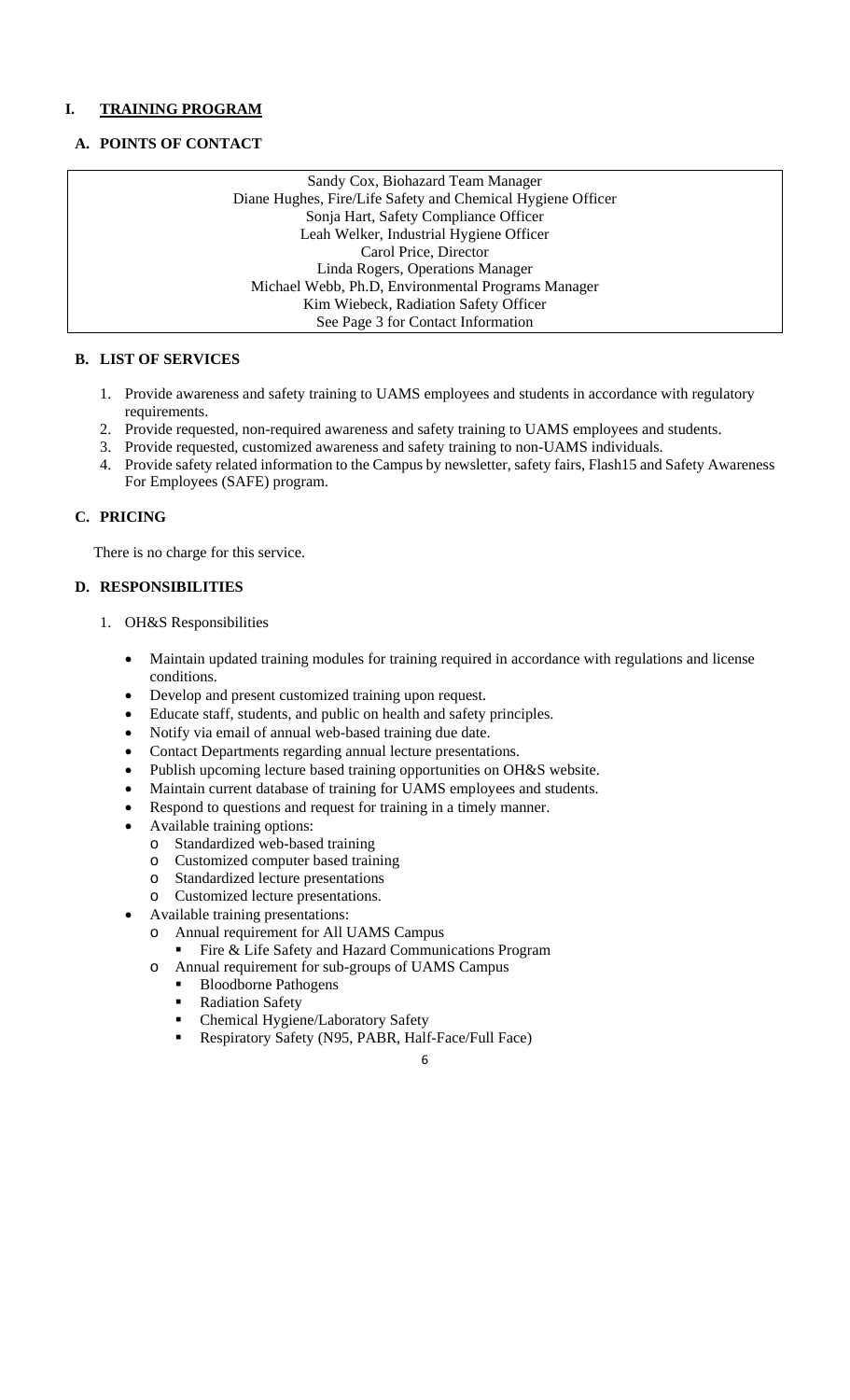# I. TRAINING PROGRAM

## A. POINTS OF CONTACT

| Sandy Cox, Biohazard Team Manager<br>Diane Hughes, Fire/Life Safety and Chemical Hygiene Officer<br>Sonja Hart, Safety Compliance Officer<br>Leah Welker, Industrial Hygiene Officer<br>Carol Price, Director<br>Linda Rogers, Operations Manager<br>Michael Webb, Ph.D, Environmental Programs Manager<br>Kim Wiebeck, Radiation Safety Officer<br>See Page 3 for Contact Information |
|---|

## B. LIST OF SERVICES

1. Provide awareness and safety training to UAMS employees and students in accordance with regulatory requirements.
2. Provide requested, non-required awareness and safety training to UAMS employees and students.
3. Provide requested, customized awareness and safety training to non-UAMS individuals.
4. Provide safety related information to the Campus by newsletter, safety fairs, Flash15 and Safety Awareness For Employees (SAFE) program.

## C. PRICING

There is no charge for this service.

## D. RESPONSIBILITIES

1. OH&S Responsibilities

   - Maintain updated training modules for training required in accordance with regulations and license conditions.
   - Develop and present customized training upon request.
   - Educate staff, students, and public on health and safety principles.
   - Notify via email of annual web-based training due date.
   - Contact Departments regarding annual lecture presentations.
   - Publish upcoming lecture based training opportunities on OH&S website.
   - Maintain current database of training for UAMS employees and students.
   - Respond to questions and request for training in a timely manner.
   - Available training options:
     - Standardized web-based training
     - Customized computer based training
     - Standardized lecture presentations
     - Customized lecture presentations.
   - Available training presentations:
     - Annual requirement for All UAMS Campus
       - Fire & Life Safety and Hazard Communications Program
     - Annual requirement for sub-groups of UAMS Campus
       - Bloodborne Pathogens
       - Radiation Safety
       - Chemical Hygiene/Laboratory Safety
       - Respiratory Safety (N95, PABR, Half-Face/Full Face)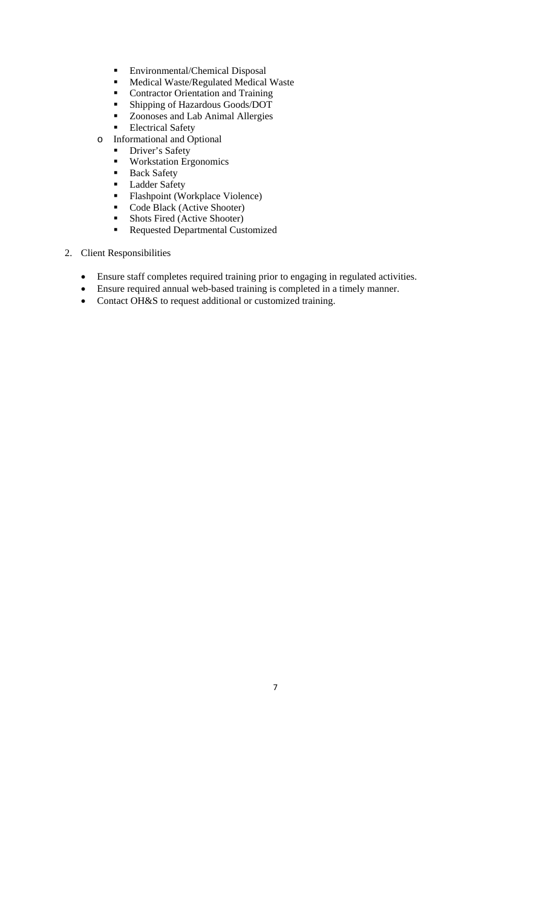- Environmental/Chemical Disposal
        - Medical Waste/Regulated Medical Waste
        - Contractor Orientation and Training
        - Shipping of Hazardous Goods/DOT
        - Zoonoses and Lab Animal Allergies
        - Electrical Safety
    - Informational and Optional
        - Driver's Safety
        - Workstation Ergonomics
        - Back Safety
        - Ladder Safety
        - Flashpoint (Workplace Violence)
        - Code Black (Active Shooter)
        - Shots Fired (Active Shooter)
        - Requested Departmental Customized

2. Client Responsibilities

    - Ensure staff completes required training prior to engaging in regulated activities.
    - Ensure required annual web-based training is completed in a timely manner.
    - Contact OH&S to request additional or customized training.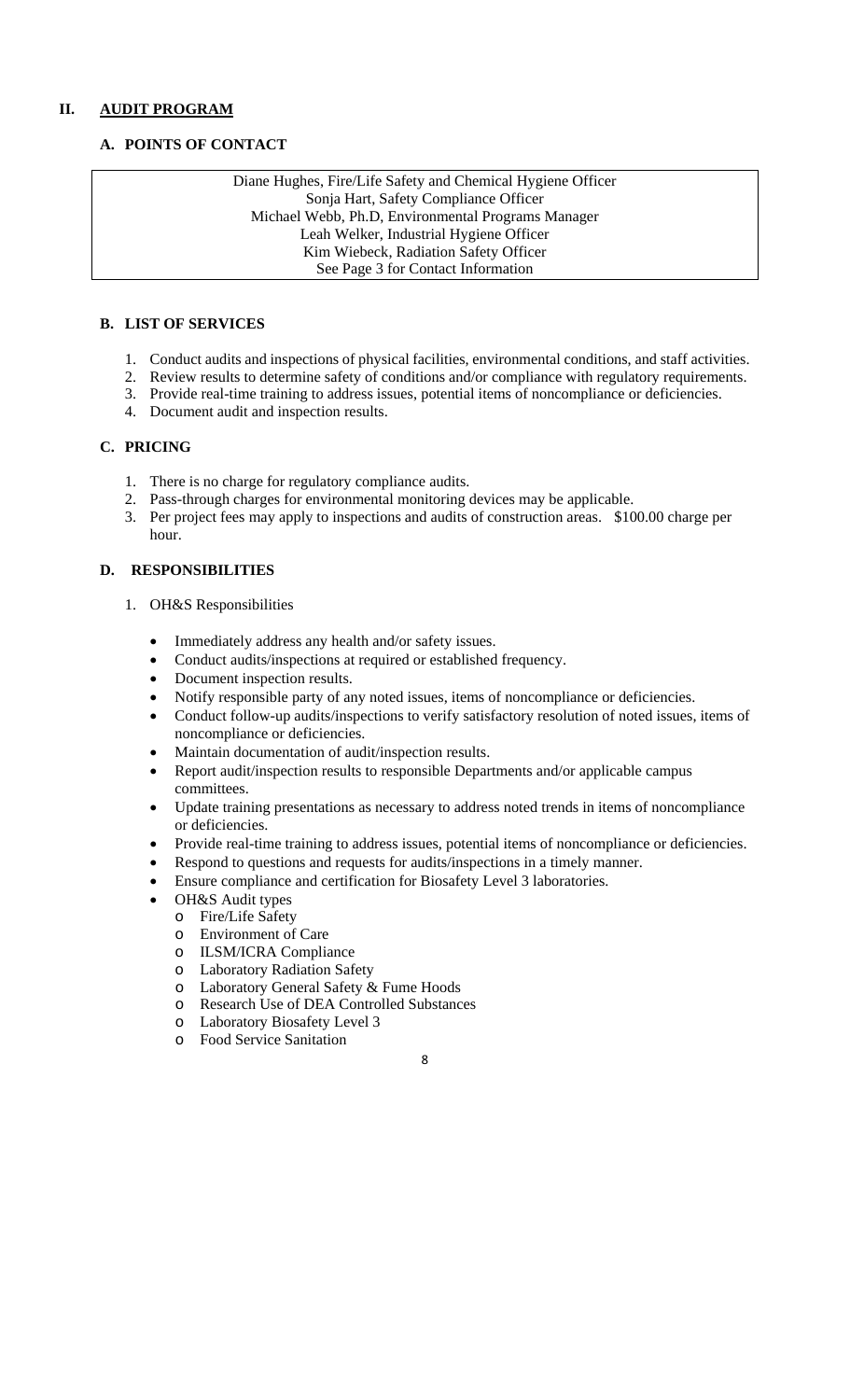## II. AUDIT PROGRAM

### A. POINTS OF CONTACT

| Diane Hughes, Fire/Life Safety and Chemical Hygiene Officer<br>Sonja Hart, Safety Compliance Officer<br>Michael Webb, Ph.D, Environmental Programs Manager<br>Leah Welker, Industrial Hygiene Officer<br>Kim Wiebeck, Radiation Safety Officer<br>See Page 3 for Contact Information |
|---|

### B. LIST OF SERVICES

1. Conduct audits and inspections of physical facilities, environmental conditions, and staff activities.
2. Review results to determine safety of conditions and/or compliance with regulatory requirements.
3. Provide real-time training to address issues, potential items of noncompliance or deficiencies.
4. Document audit and inspection results.

### C. PRICING

1. There is no charge for regulatory compliance audits.
2. Pass-through charges for environmental monitoring devices may be applicable.
3. Per project fees may apply to inspections and audits of construction areas. $100.00 charge per hour.

### D. RESPONSIBILITIES

1. OH&S Responsibilities
   - Immediately address any health and/or safety issues.
   - Conduct audits/inspections at required or established frequency.
   - Document inspection results.
   - Notify responsible party of any noted issues, items of noncompliance or deficiencies.
   - Conduct follow-up audits/inspections to verify satisfactory resolution of noted issues, items of noncompliance or deficiencies.
   - Maintain documentation of audit/inspection results.
   - Report audit/inspection results to responsible Departments and/or applicable campus committees.
   - Update training presentations as necessary to address noted trends in items of noncompliance or deficiencies.
   - Provide real-time training to address issues, potential items of noncompliance or deficiencies.
   - Respond to questions and requests for audits/inspections in a timely manner.
   - Ensure compliance and certification for Biosafety Level 3 laboratories.
   - OH&S Audit types
     - Fire/Life Safety
     - Environment of Care
     - ILSM/ICRA Compliance
     - Laboratory Radiation Safety
     - Laboratory General Safety & Fume Hoods
     - Research Use of DEA Controlled Substances
     - Laboratory Biosafety Level 3
     - Food Service Sanitation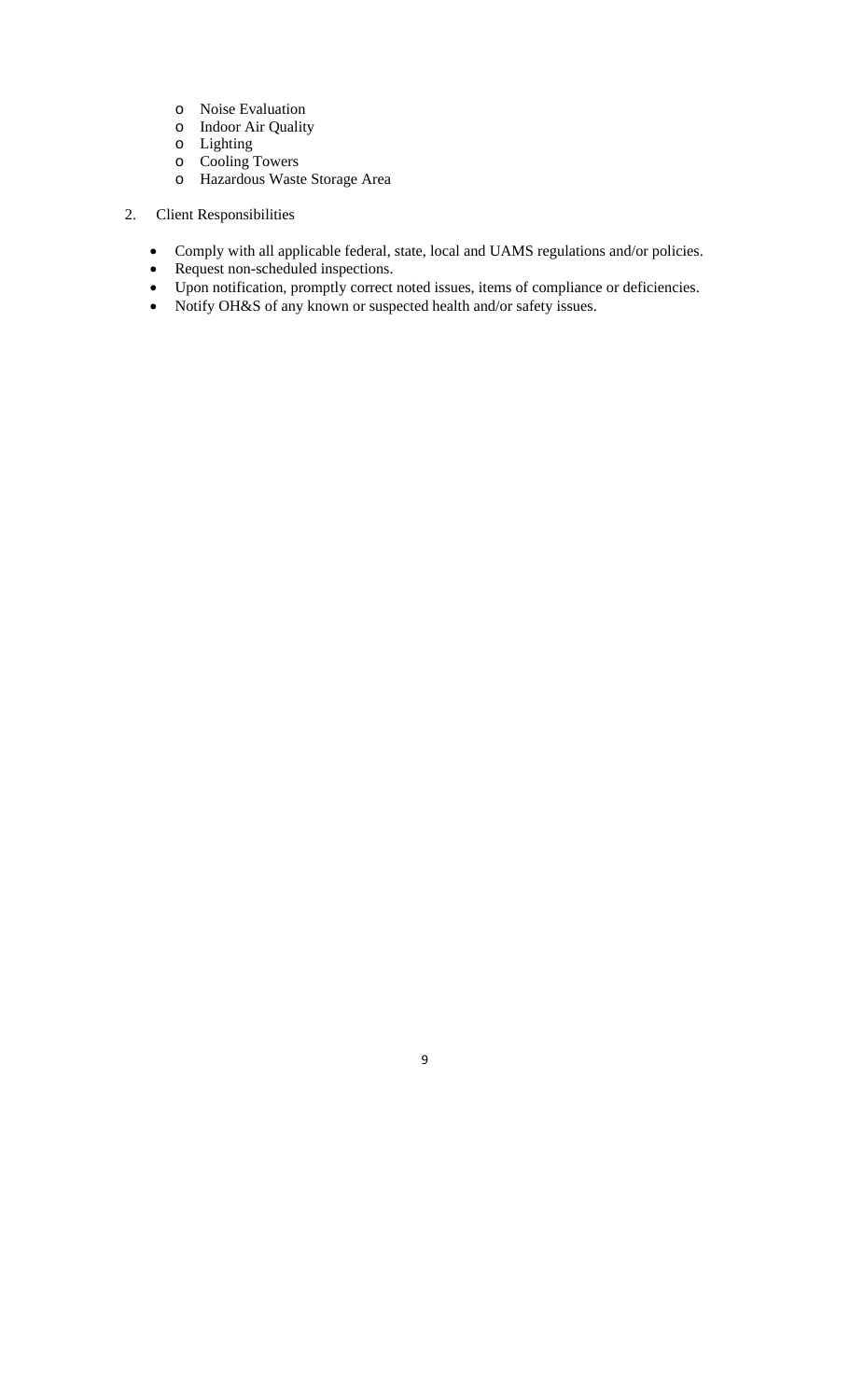- Noise Evaluation
  - Indoor Air Quality
  - Lighting
  - Cooling Towers
  - Hazardous Waste Storage Area

2. Client Responsibilities

   - Comply with all applicable federal, state, local and UAMS regulations and/or policies.
   - Request non-scheduled inspections.
   - Upon notification, promptly correct noted issues, items of compliance or deficiencies.
   - Notify OH&S of any known or suspected health and/or safety issues.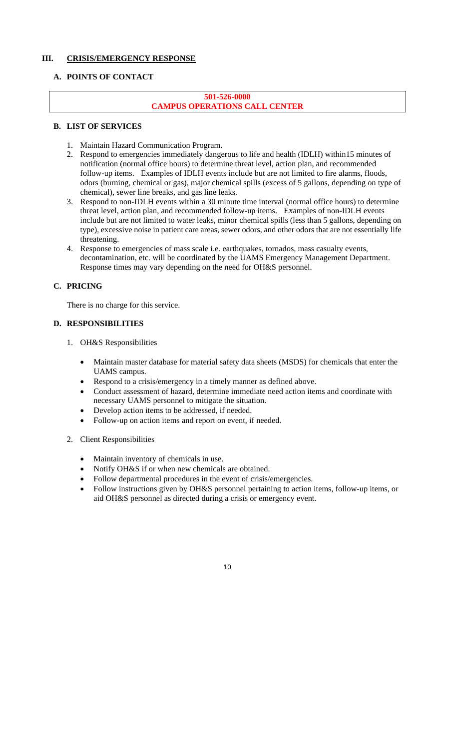## III. CRISIS/EMERGENCY RESPONSE

### A. POINTS OF CONTACT

| **501-526-0000** |
| --- |
| **CAMPUS OPERATIONS CALL CENTER** |

### B. LIST OF SERVICES

1. Maintain Hazard Communication Program.
2. Respond to emergencies immediately dangerous to life and health (IDLH) within15 minutes of notification (normal office hours) to determine threat level, action plan, and recommended follow-up items. Examples of IDLH events include but are not limited to fire alarms, floods, odors (burning, chemical or gas), major chemical spills (excess of 5 gallons, depending on type of chemical), sewer line breaks, and gas line leaks.
3. Respond to non-IDLH events within a 30 minute time interval (normal office hours) to determine threat level, action plan, and recommended follow-up items. Examples of non-IDLH events include but are not limited to water leaks, minor chemical spills (less than 5 gallons, depending on type), excessive noise in patient care areas, sewer odors, and other odors that are not essentially life threatening.
4. Response to emergencies of mass scale i.e. earthquakes, tornados, mass casualty events, decontamination, etc. will be coordinated by the UAMS Emergency Management Department. Response times may vary depending on the need for OH&S personnel.

### C. PRICING

There is no charge for this service.

### D. RESPONSIBILITIES

1. OH&S Responsibilities
   - Maintain master database for material safety data sheets (MSDS) for chemicals that enter the UAMS campus.
   - Respond to a crisis/emergency in a timely manner as defined above.
   - Conduct assessment of hazard, determine immediate need action items and coordinate with necessary UAMS personnel to mitigate the situation.
   - Develop action items to be addressed, if needed.
   - Follow-up on action items and report on event, if needed.
2. Client Responsibilities
   - Maintain inventory of chemicals in use.
   - Notify OH&S if or when new chemicals are obtained.
   - Follow departmental procedures in the event of crisis/emergencies.
   - Follow instructions given by OH&S personnel pertaining to action items, follow-up items, or aid OH&S personnel as directed during a crisis or emergency event.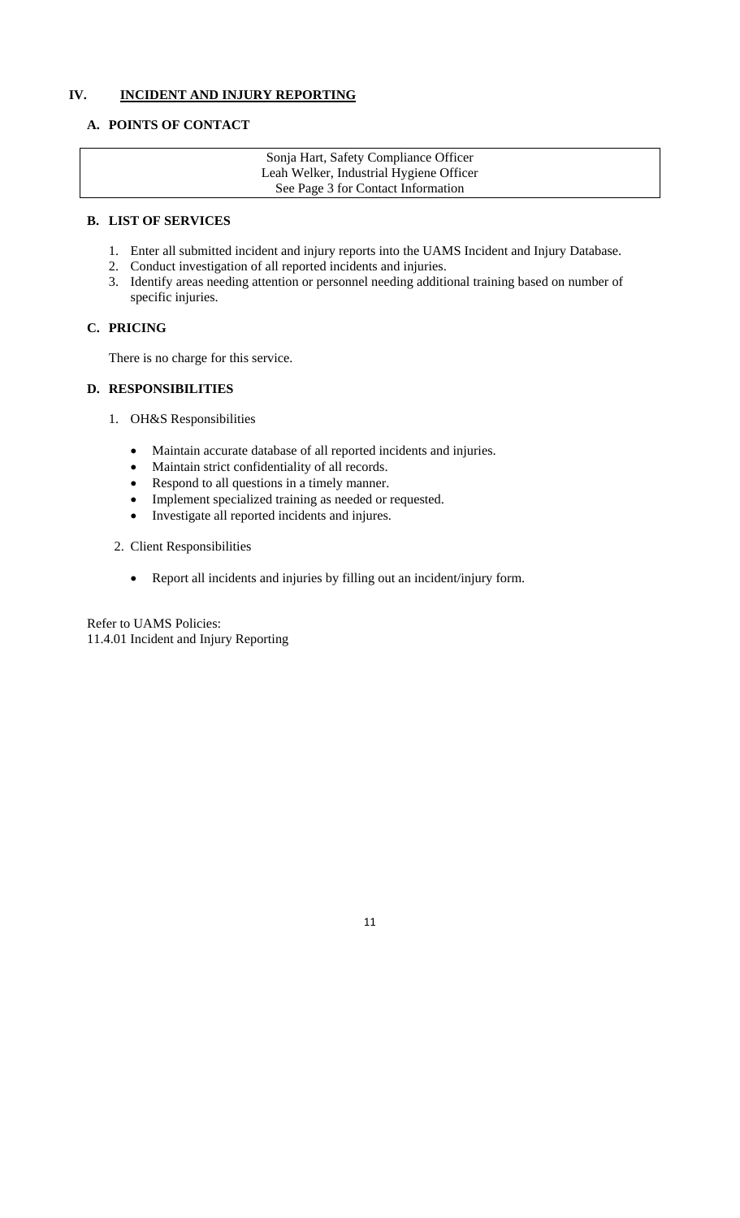## IV. INCIDENT AND INJURY REPORTING

### A. POINTS OF CONTACT

| Sonja Hart, Safety Compliance Officer<br>Leah Welker, Industrial Hygiene Officer<br>See Page 3 for Contact Information |
|---|

### B. LIST OF SERVICES

1. Enter all submitted incident and injury reports into the UAMS Incident and Injury Database.
2. Conduct investigation of all reported incidents and injuries.
3. Identify areas needing attention or personnel needing additional training based on number of specific injuries.

### C. PRICING

There is no charge for this service.

### D. RESPONSIBILITIES

1. OH&S Responsibilities

- Maintain accurate database of all reported incidents and injuries.
- Maintain strict confidentiality of all records.
- Respond to all questions in a timely manner.
- Implement specialized training as needed or requested.
- Investigate all reported incidents and injures.

2. Client Responsibilities

- Report all incidents and injuries by filling out an incident/injury form.

Refer to UAMS Policies:
11.4.01 Incident and Injury Reporting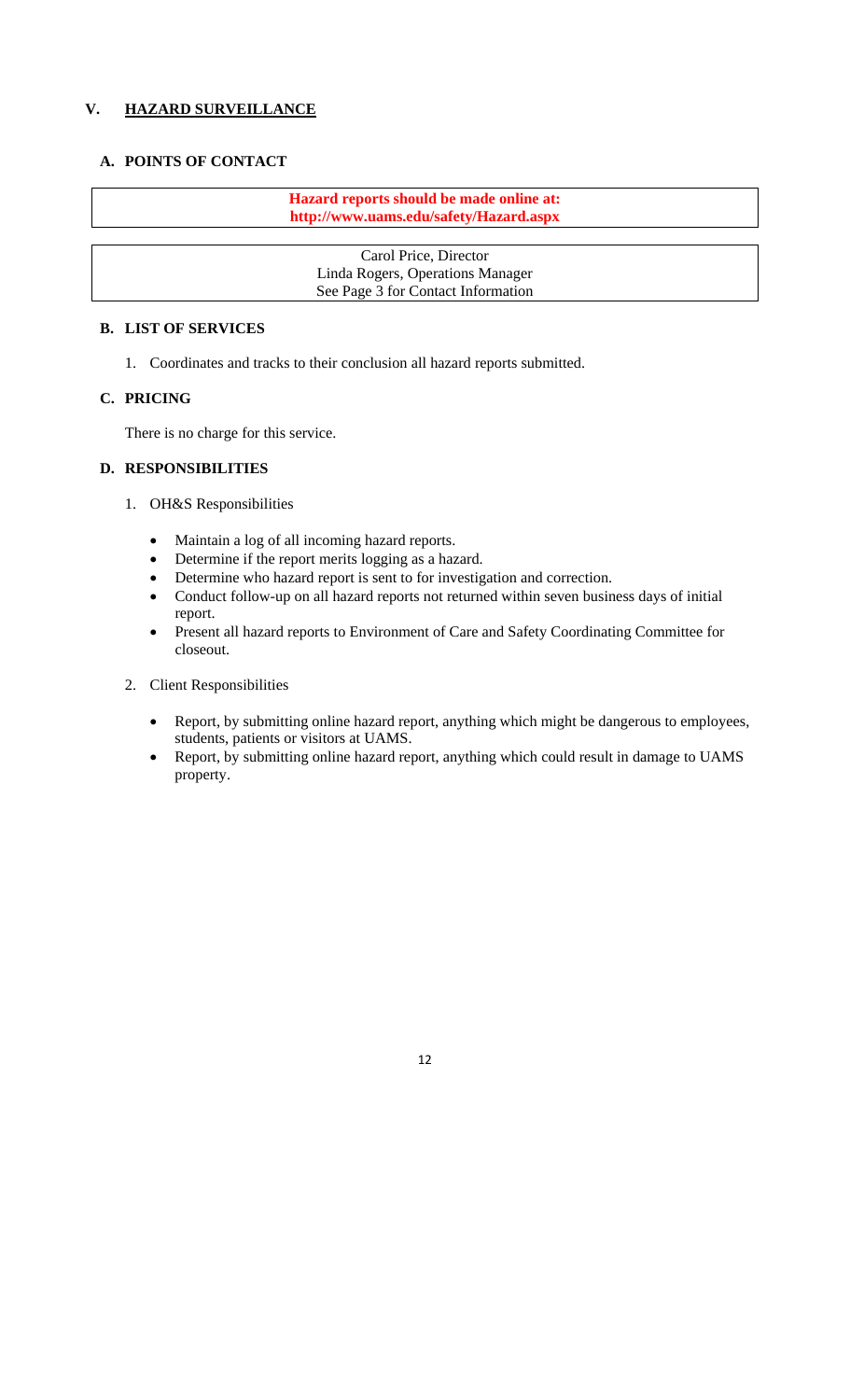## V. HAZARD SURVEILLANCE

### A. POINTS OF CONTACT

**Hazard reports should be made online at:**
**http://www.uams.edu/safety/Hazard.aspx**

Carol Price, Director
Linda Rogers, Operations Manager
See Page 3 for Contact Information

### B. LIST OF SERVICES

1. Coordinates and tracks to their conclusion all hazard reports submitted.

### C. PRICING

There is no charge for this service.

### D. RESPONSIBILITIES

1. OH&S Responsibilities

   - Maintain a log of all incoming hazard reports.
   - Determine if the report merits logging as a hazard.
   - Determine who hazard report is sent to for investigation and correction.
   - Conduct follow-up on all hazard reports not returned within seven business days of initial report.
   - Present all hazard reports to Environment of Care and Safety Coordinating Committee for closeout.

2. Client Responsibilities

   - Report, by submitting online hazard report, anything which might be dangerous to employees, students, patients or visitors at UAMS.
   - Report, by submitting online hazard report, anything which could result in damage to UAMS property.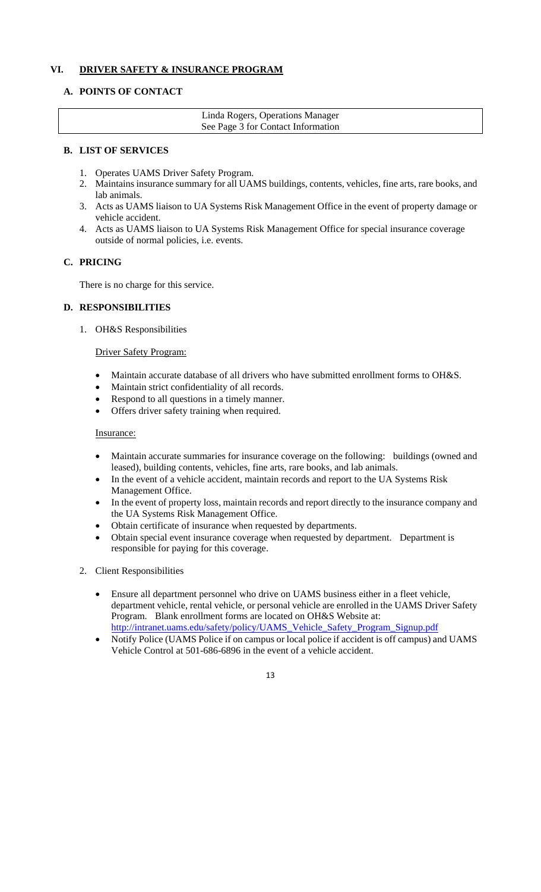## VI. DRIVER SAFETY & INSURANCE PROGRAM

### A. POINTS OF CONTACT

| Linda Rogers, Operations Manager<br>See Page 3 for Contact Information |
|---|

### B. LIST OF SERVICES

1. Operates UAMS Driver Safety Program.
2. Maintains insurance summary for all UAMS buildings, contents, vehicles, fine arts, rare books, and lab animals.
3. Acts as UAMS liaison to UA Systems Risk Management Office in the event of property damage or vehicle accident.
4. Acts as UAMS liaison to UA Systems Risk Management Office for special insurance coverage outside of normal policies, i.e. events.

### C. PRICING

There is no charge for this service.

### D. RESPONSIBILITIES

1. OH&S Responsibilities

<u>Driver Safety Program:</u>

- Maintain accurate database of all drivers who have submitted enrollment forms to OH&S.
- Maintain strict confidentiality of all records.
- Respond to all questions in a timely manner.
- Offers driver safety training when required.

<u>Insurance:</u>

- Maintain accurate summaries for insurance coverage on the following: buildings (owned and leased), building contents, vehicles, fine arts, rare books, and lab animals.
- In the event of a vehicle accident, maintain records and report to the UA Systems Risk Management Office.
- In the event of property loss, maintain records and report directly to the insurance company and the UA Systems Risk Management Office.
- Obtain certificate of insurance when requested by departments.
- Obtain special event insurance coverage when requested by department. Department is responsible for paying for this coverage.

2. Client Responsibilities

- Ensure all department personnel who drive on UAMS business either in a fleet vehicle, department vehicle, rental vehicle, or personal vehicle are enrolled in the UAMS Driver Safety Program. Blank enrollment forms are located on OH&S Website at: http://intranet.uams.edu/safety/policy/UAMS_Vehicle_Safety_Program_Signup.pdf
- Notify Police (UAMS Police if on campus or local police if accident is off campus) and UAMS Vehicle Control at 501-686-6896 in the event of a vehicle accident.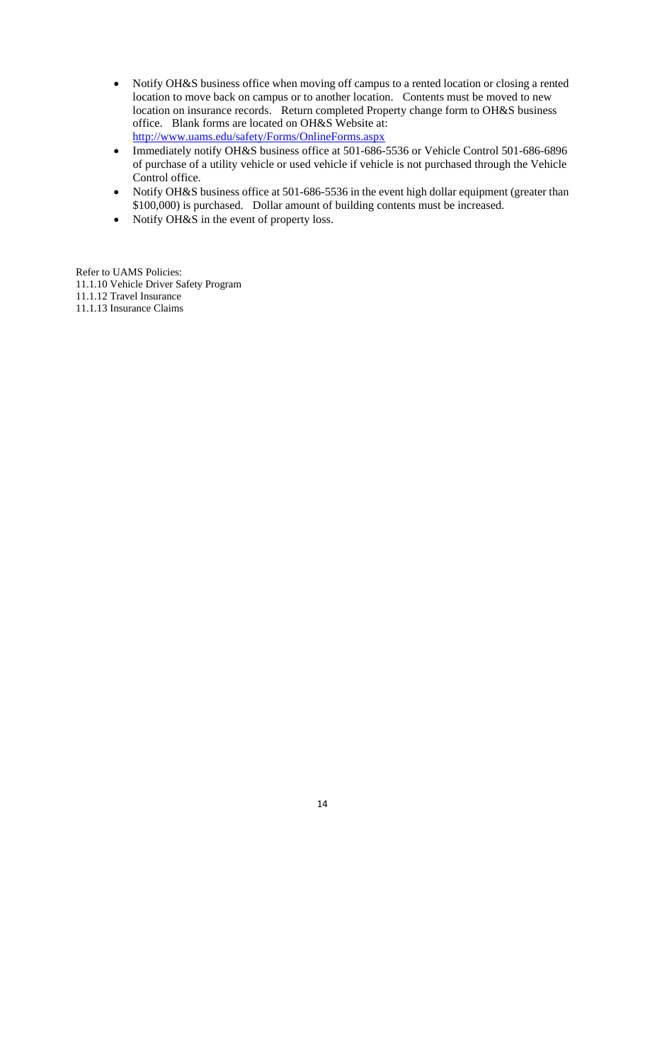- Notify OH&S business office when moving off campus to a rented location or closing a rented location to move back on campus or to another location. Contents must be moved to new location on insurance records. Return completed Property change form to OH&S business office. Blank forms are located on OH&S Website at: http://www.uams.edu/safety/Forms/OnlineForms.aspx
- Immediately notify OH&S business office at 501-686-5536 or Vehicle Control 501-686-6896 of purchase of a utility vehicle or used vehicle if vehicle is not purchased through the Vehicle Control office.
- Notify OH&S business office at 501-686-5536 in the event high dollar equipment (greater than $100,000) is purchased. Dollar amount of building contents must be increased.
- Notify OH&S in the event of property loss.

Refer to UAMS Policies:
11.1.10 Vehicle Driver Safety Program
11.1.12 Travel Insurance
11.1.13 Insurance Claims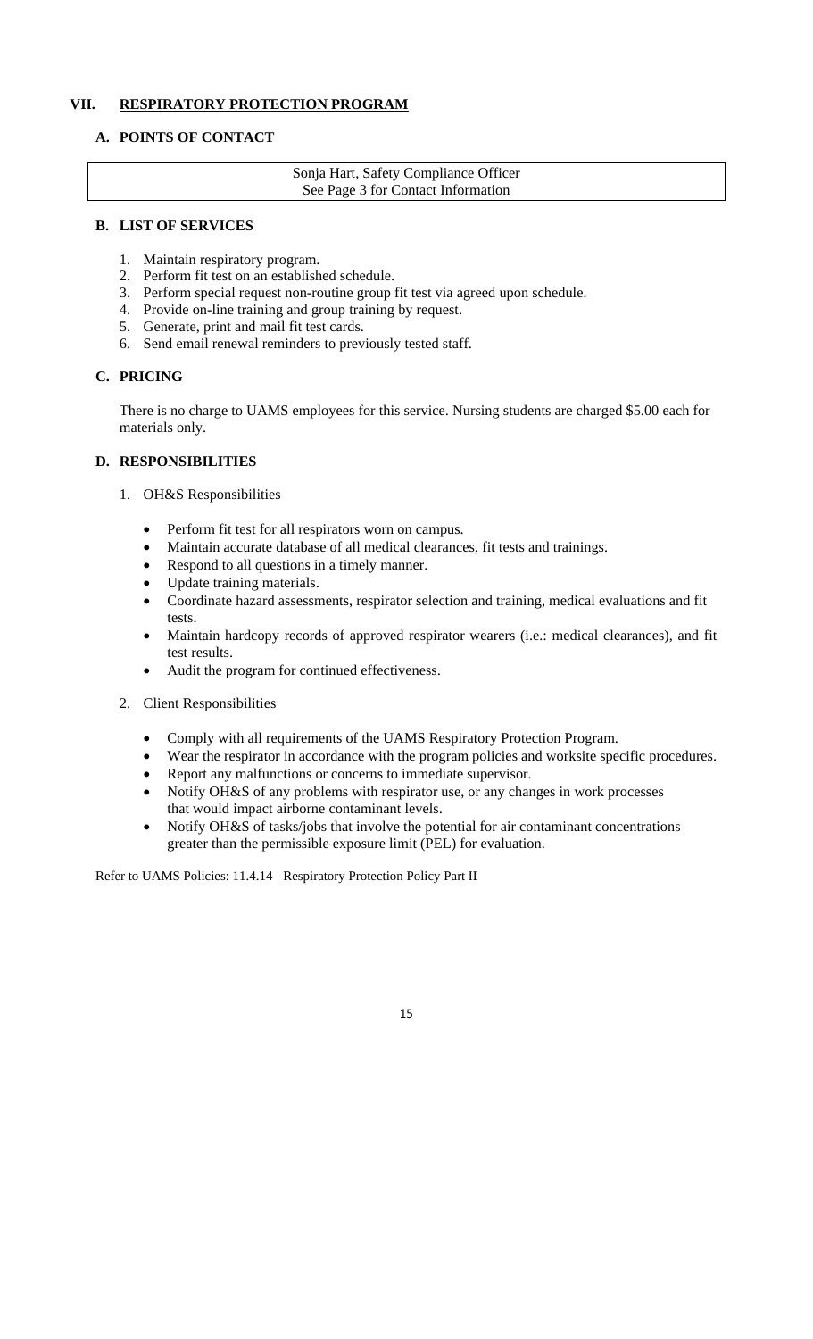## VII. RESPIRATORY PROTECTION PROGRAM

### A. POINTS OF CONTACT

| Sonja Hart, Safety Compliance Officer<br>See Page 3 for Contact Information |
|---|

### B. LIST OF SERVICES

1. Maintain respiratory program.
2. Perform fit test on an established schedule.
3. Perform special request non-routine group fit test via agreed upon schedule.
4. Provide on-line training and group training by request.
5. Generate, print and mail fit test cards.
6. Send email renewal reminders to previously tested staff.

### C. PRICING

There is no charge to UAMS employees for this service. Nursing students are charged $5.00 each for materials only.

### D. RESPONSIBILITIES

1. OH&S Responsibilities

   - Perform fit test for all respirators worn on campus.
   - Maintain accurate database of all medical clearances, fit tests and trainings.
   - Respond to all questions in a timely manner.
   - Update training materials.
   - Coordinate hazard assessments, respirator selection and training, medical evaluations and fit tests.
   - Maintain hardcopy records of approved respirator wearers (i.e.: medical clearances), and fit test results.
   - Audit the program for continued effectiveness.

2. Client Responsibilities

   - Comply with all requirements of the UAMS Respiratory Protection Program.
   - Wear the respirator in accordance with the program policies and worksite specific procedures.
   - Report any malfunctions or concerns to immediate supervisor.
   - Notify OH&S of any problems with respirator use, or any changes in work processes that would impact airborne contaminant levels.
   - Notify OH&S of tasks/jobs that involve the potential for air contaminant concentrations greater than the permissible exposure limit (PEL) for evaluation.

Refer to UAMS Policies: 11.4.14 Respiratory Protection Policy Part II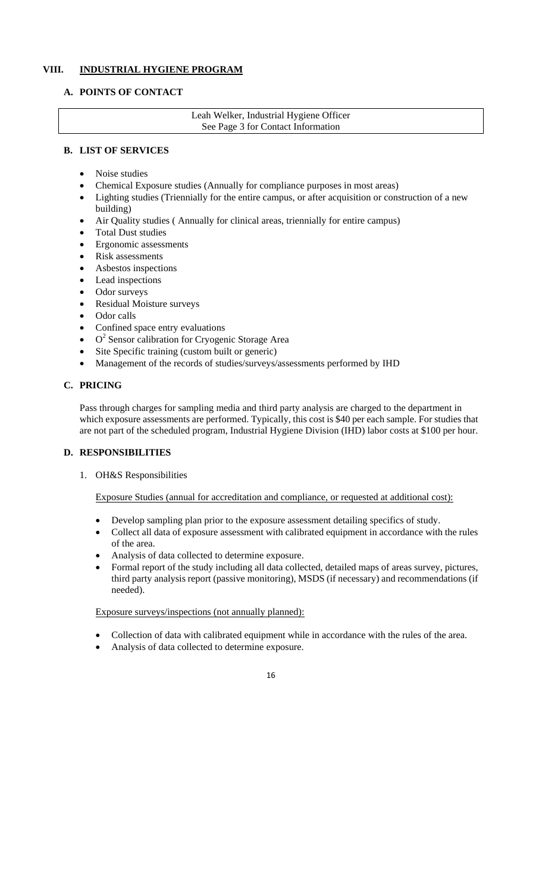## VIII. INDUSTRIAL HYGIENE PROGRAM

### A. POINTS OF CONTACT

| Leah Welker, Industrial Hygiene Officer<br>See Page 3 for Contact Information |
|---|

### B. LIST OF SERVICES

- Noise studies
- Chemical Exposure studies (Annually for compliance purposes in most areas)
- Lighting studies (Triennially for the entire campus, or after acquisition or construction of a new building)
- Air Quality studies ( Annually for clinical areas, triennially for entire campus)
- Total Dust studies
- Ergonomic assessments
- Risk assessments
- Asbestos inspections
- Lead inspections
- Odor surveys
- Residual Moisture surveys
- Odor calls
- Confined space entry evaluations
- $O^2$ Sensor calibration for Cryogenic Storage Area
- Site Specific training (custom built or generic)
- Management of the records of studies/surveys/assessments performed by IHD

### C. PRICING

Pass through charges for sampling media and third party analysis are charged to the department in which exposure assessments are performed. Typically, this cost is $40 per each sample. For studies that are not part of the scheduled program, Industrial Hygiene Division (IHD) labor costs at $100 per hour.

### D. RESPONSIBILITIES

1. OH&S Responsibilities

<u>Exposure Studies (annual for accreditation and compliance, or requested at additional cost):</u>

- Develop sampling plan prior to the exposure assessment detailing specifics of study.
- Collect all data of exposure assessment with calibrated equipment in accordance with the rules of the area.
- Analysis of data collected to determine exposure.
- Formal report of the study including all data collected, detailed maps of areas survey, pictures, third party analysis report (passive monitoring), MSDS (if necessary) and recommendations (if needed).

<u>Exposure surveys/inspections (not annually planned):</u>

- Collection of data with calibrated equipment while in accordance with the rules of the area.
- Analysis of data collected to determine exposure.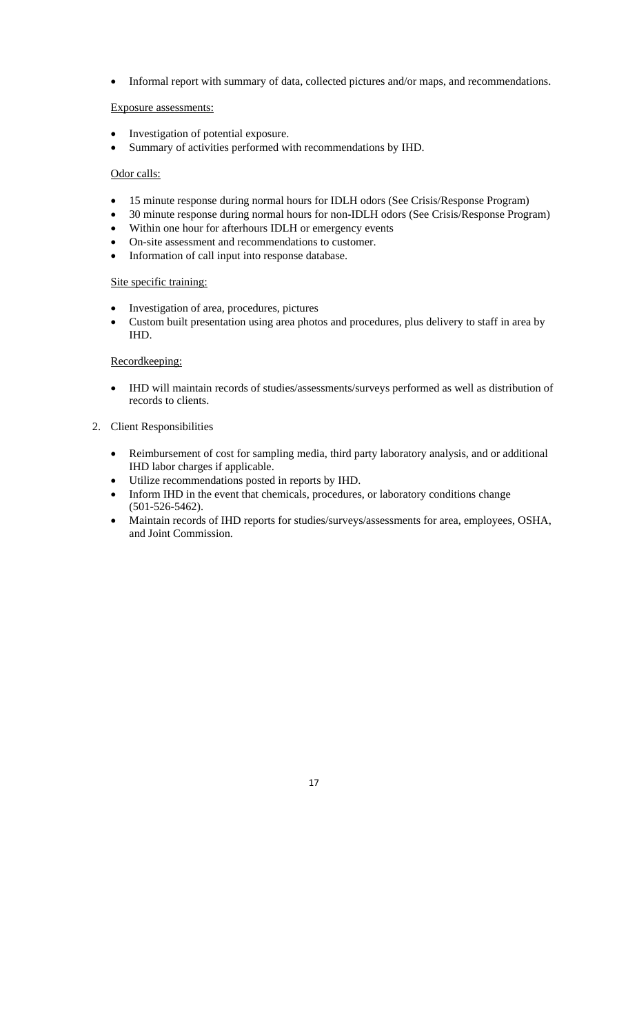- Informal report with summary of data, collected pictures and/or maps, and recommendations.

Exposure assessments:

- Investigation of potential exposure.
- Summary of activities performed with recommendations by IHD.

Odor calls:

- 15 minute response during normal hours for IDLH odors (See Crisis/Response Program)
- 30 minute response during normal hours for non-IDLH odors (See Crisis/Response Program)
- Within one hour for afterhours IDLH or emergency events
- On-site assessment and recommendations to customer.
- Information of call input into response database.

Site specific training:

- Investigation of area, procedures, pictures
- Custom built presentation using area photos and procedures, plus delivery to staff in area by IHD.

Recordkeeping:

- IHD will maintain records of studies/assessments/surveys performed as well as distribution of records to clients.

2. Client Responsibilities

   - Reimbursement of cost for sampling media, third party laboratory analysis, and or additional IHD labor charges if applicable.
   - Utilize recommendations posted in reports by IHD.
   - Inform IHD in the event that chemicals, procedures, or laboratory conditions change (501-526-5462).
   - Maintain records of IHD reports for studies/surveys/assessments for area, employees, OSHA, and Joint Commission.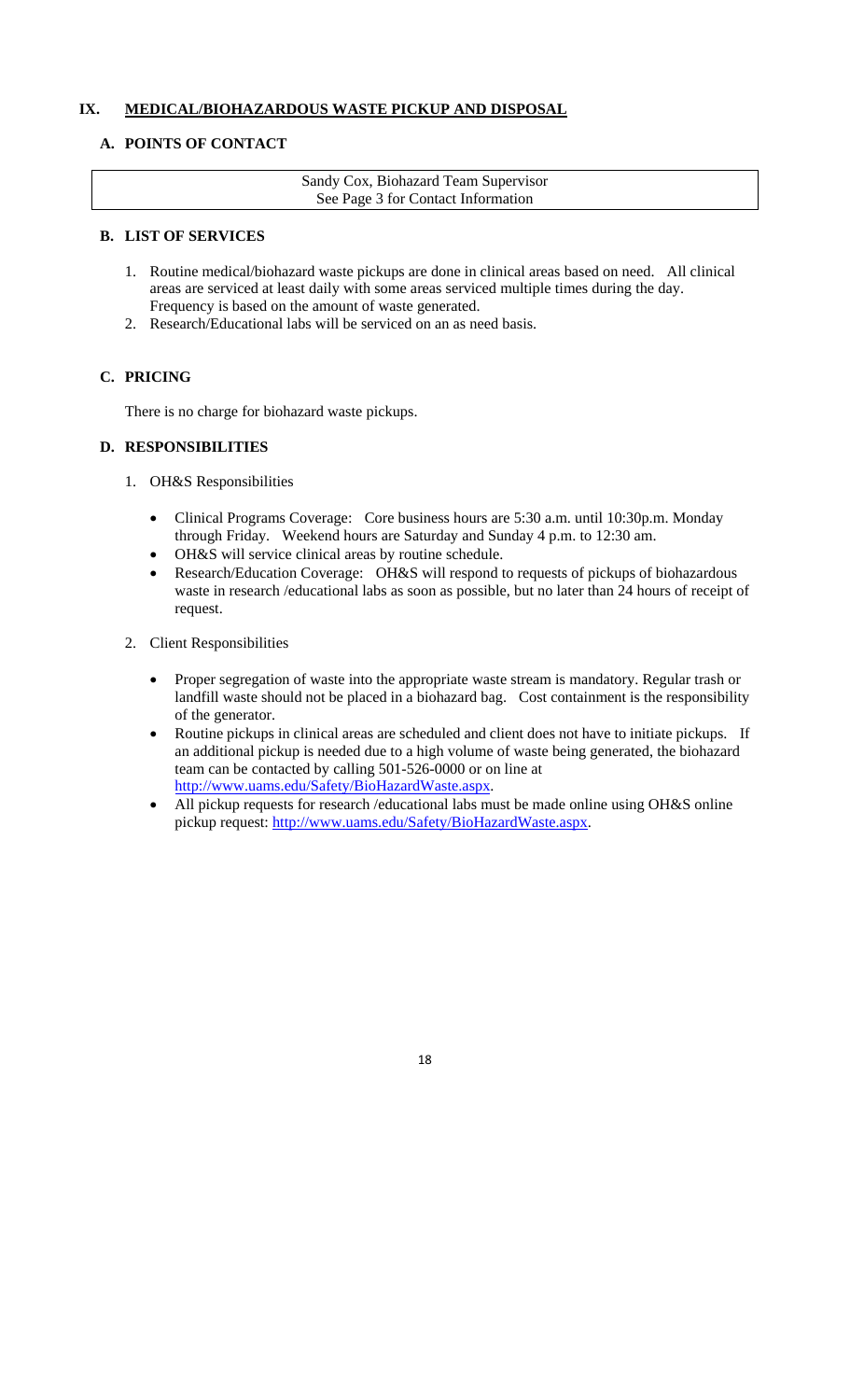## IX. MEDICAL/BIOHAZARDOUS WASTE PICKUP AND DISPOSAL

### A. POINTS OF CONTACT

| Sandy Cox, Biohazard Team Supervisor<br>See Page 3 for Contact Information |
|---|

### B. LIST OF SERVICES

1. Routine medical/biohazard waste pickups are done in clinical areas based on need. All clinical areas are serviced at least daily with some areas serviced multiple times during the day. Frequency is based on the amount of waste generated.
2. Research/Educational labs will be serviced on an as need basis.

### C. PRICING

There is no charge for biohazard waste pickups.

### D. RESPONSIBILITIES

1. OH&S Responsibilities

    - Clinical Programs Coverage: Core business hours are 5:30 a.m. until 10:30p.m. Monday through Friday. Weekend hours are Saturday and Sunday 4 p.m. to 12:30 am.
    - OH&S will service clinical areas by routine schedule.
    - Research/Education Coverage: OH&S will respond to requests of pickups of biohazardous waste in research /educational labs as soon as possible, but no later than 24 hours of receipt of request.

2. Client Responsibilities

    - Proper segregation of waste into the appropriate waste stream is mandatory. Regular trash or landfill waste should not be placed in a biohazard bag. Cost containment is the responsibility of the generator.
    - Routine pickups in clinical areas are scheduled and client does not have to initiate pickups. If an additional pickup is needed due to a high volume of waste being generated, the biohazard team can be contacted by calling 501-526-0000 or on line at http://www.uams.edu/Safety/BioHazardWaste.aspx.
    - All pickup requests for research /educational labs must be made online using OH&S online pickup request: http://www.uams.edu/Safety/BioHazardWaste.aspx.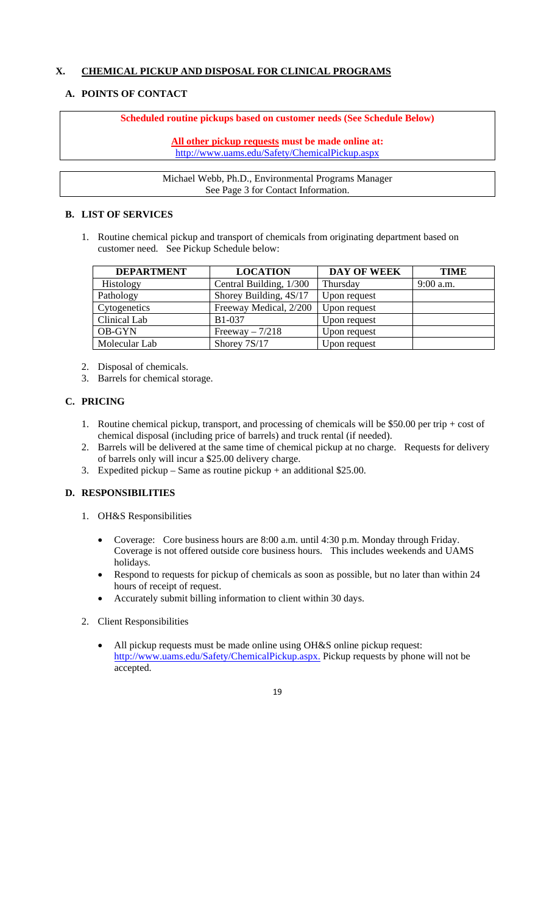## X. CHEMICAL PICKUP AND DISPOSAL FOR CLINICAL PROGRAMS

### A. POINTS OF CONTACT

**Scheduled routine pickups based on customer needs (See Schedule Below)**

**All other pickup requests must be made online at:**
http://www.uams.edu/Safety/ChemicalPickup.aspx

Michael Webb, Ph.D., Environmental Programs Manager
See Page 3 for Contact Information.

### B. LIST OF SERVICES

1. Routine chemical pickup and transport of chemicals from originating department based on customer need. See Pickup Schedule below:

| DEPARTMENT | LOCATION | DAY OF WEEK | TIME |
|---|---|---|---|
| Histology | Central Building, 1/300 | Thursday | 9:00 a.m. |
| Pathology | Shorey Building, 4S/17 | Upon request | |
| Cytogenetics | Freeway Medical, 2/200 | Upon request | |
| Clinical Lab | B1-037 | Upon request | |
| OB-GYN | Freeway – 7/218 | Upon request | |
| Molecular Lab | Shorey 7S/17 | Upon request | |

2. Disposal of chemicals.
3. Barrels for chemical storage.

### C. PRICING

1. Routine chemical pickup, transport, and processing of chemicals will be $50.00 per trip + cost of chemical disposal (including price of barrels) and truck rental (if needed).
2. Barrels will be delivered at the same time of chemical pickup at no charge. Requests for delivery of barrels only will incur a $25.00 delivery charge.
3. Expedited pickup – Same as routine pickup + an additional $25.00.

### D. RESPONSIBILITIES

1. OH&S Responsibilities
   - Coverage: Core business hours are 8:00 a.m. until 4:30 p.m. Monday through Friday. Coverage is not offered outside core business hours. This includes weekends and UAMS holidays.
   - Respond to requests for pickup of chemicals as soon as possible, but no later than within 24 hours of receipt of request.
   - Accurately submit billing information to client within 30 days.

2. Client Responsibilities
   - All pickup requests must be made online using OH&S online pickup request: http://www.uams.edu/Safety/ChemicalPickup.aspx. Pickup requests by phone will not be accepted.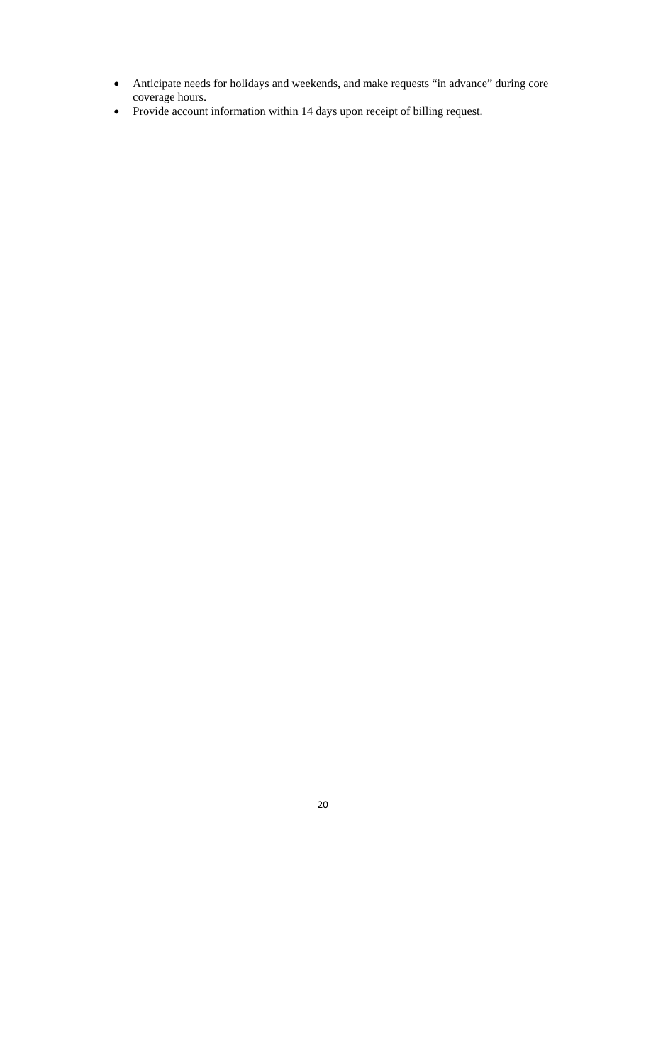- Anticipate needs for holidays and weekends, and make requests "in advance" during core coverage hours.
- Provide account information within 14 days upon receipt of billing request.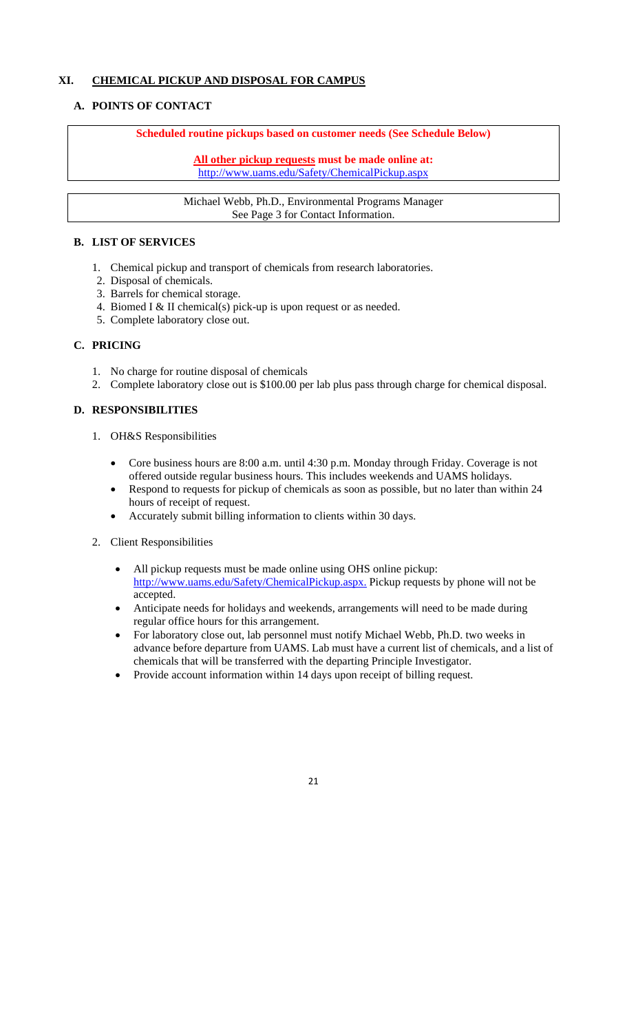## XI. CHEMICAL PICKUP AND DISPOSAL FOR CAMPUS

### A. POINTS OF CONTACT

**Scheduled routine pickups based on customer needs (See Schedule Below)**

**All other pickup requests must be made online at:**
http://www.uams.edu/Safety/ChemicalPickup.aspx

Michael Webb, Ph.D., Environmental Programs Manager
See Page 3 for Contact Information.

### B. LIST OF SERVICES

1. Chemical pickup and transport of chemicals from research laboratories.
2. Disposal of chemicals.
3. Barrels for chemical storage.
4. Biomed I & II chemical(s) pick-up is upon request or as needed.
5. Complete laboratory close out.

### C. PRICING

1. No charge for routine disposal of chemicals
2. Complete laboratory close out is $100.00 per lab plus pass through charge for chemical disposal.

### D. RESPONSIBILITIES

1. OH&S Responsibilities
   - Core business hours are 8:00 a.m. until 4:30 p.m. Monday through Friday. Coverage is not offered outside regular business hours. This includes weekends and UAMS holidays.
   - Respond to requests for pickup of chemicals as soon as possible, but no later than within 24 hours of receipt of request.
   - Accurately submit billing information to clients within 30 days.

2. Client Responsibilities
   - All pickup requests must be made online using OHS online pickup: http://www.uams.edu/Safety/ChemicalPickup.aspx. Pickup requests by phone will not be accepted.
   - Anticipate needs for holidays and weekends, arrangements will need to be made during regular office hours for this arrangement.
   - For laboratory close out, lab personnel must notify Michael Webb, Ph.D. two weeks in advance before departure from UAMS. Lab must have a current list of chemicals, and a list of chemicals that will be transferred with the departing Principle Investigator.
   - Provide account information within 14 days upon receipt of billing request.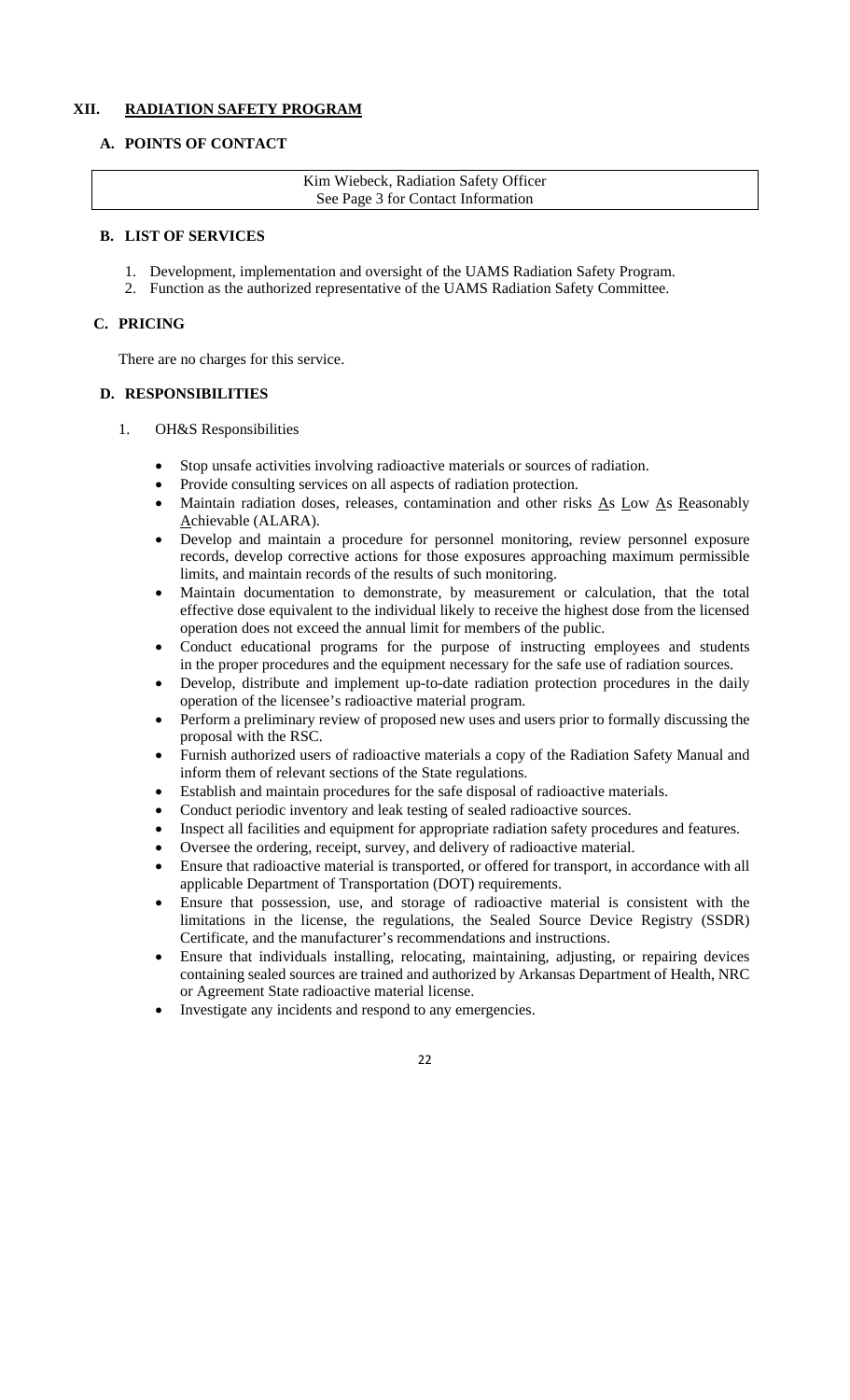## XII. RADIATION SAFETY PROGRAM

### A. POINTS OF CONTACT

| Kim Wiebeck, Radiation Safety Officer<br>See Page 3 for Contact Information |
|---|

### B. LIST OF SERVICES

1. Development, implementation and oversight of the UAMS Radiation Safety Program.
2. Function as the authorized representative of the UAMS Radiation Safety Committee.

### C. PRICING

There are no charges for this service.

### D. RESPONSIBILITIES

1. OH&S Responsibilities

- Stop unsafe activities involving radioactive materials or sources of radiation.
- Provide consulting services on all aspects of radiation protection.
- Maintain radiation doses, releases, contamination and other risks As Low As Reasonably Achievable (ALARA).
- Develop and maintain a procedure for personnel monitoring, review personnel exposure records, develop corrective actions for those exposures approaching maximum permissible limits, and maintain records of the results of such monitoring.
- Maintain documentation to demonstrate, by measurement or calculation, that the total effective dose equivalent to the individual likely to receive the highest dose from the licensed operation does not exceed the annual limit for members of the public.
- Conduct educational programs for the purpose of instructing employees and students in the proper procedures and the equipment necessary for the safe use of radiation sources.
- Develop, distribute and implement up-to-date radiation protection procedures in the daily operation of the licensee's radioactive material program.
- Perform a preliminary review of proposed new uses and users prior to formally discussing the proposal with the RSC.
- Furnish authorized users of radioactive materials a copy of the Radiation Safety Manual and inform them of relevant sections of the State regulations.
- Establish and maintain procedures for the safe disposal of radioactive materials.
- Conduct periodic inventory and leak testing of sealed radioactive sources.
- Inspect all facilities and equipment for appropriate radiation safety procedures and features.
- Oversee the ordering, receipt, survey, and delivery of radioactive material.
- Ensure that radioactive material is transported, or offered for transport, in accordance with all applicable Department of Transportation (DOT) requirements.
- Ensure that possession, use, and storage of radioactive material is consistent with the limitations in the license, the regulations, the Sealed Source Device Registry (SSDR) Certificate, and the manufacturer's recommendations and instructions.
- Ensure that individuals installing, relocating, maintaining, adjusting, or repairing devices containing sealed sources are trained and authorized by Arkansas Department of Health, NRC or Agreement State radioactive material license.
- Investigate any incidents and respond to any emergencies.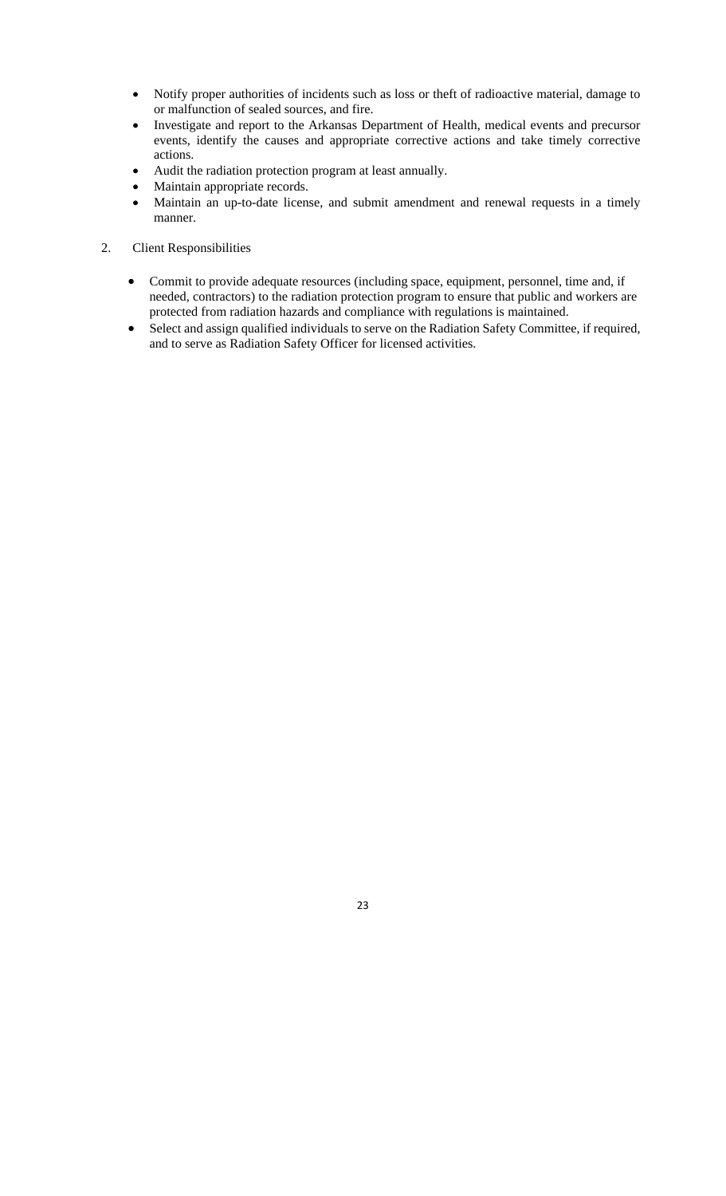- Notify proper authorities of incidents such as loss or theft of radioactive material, damage to or malfunction of sealed sources, and fire.
- Investigate and report to the Arkansas Department of Health, medical events and precursor events, identify the causes and appropriate corrective actions and take timely corrective actions.
- Audit the radiation protection program at least annually.
- Maintain appropriate records.
- Maintain an up-to-date license, and submit amendment and renewal requests in a timely manner.

2. Client Responsibilities

- Commit to provide adequate resources (including space, equipment, personnel, time and, if needed, contractors) to the radiation protection program to ensure that public and workers are protected from radiation hazards and compliance with regulations is maintained.
- Select and assign qualified individuals to serve on the Radiation Safety Committee, if required, and to serve as Radiation Safety Officer for licensed activities.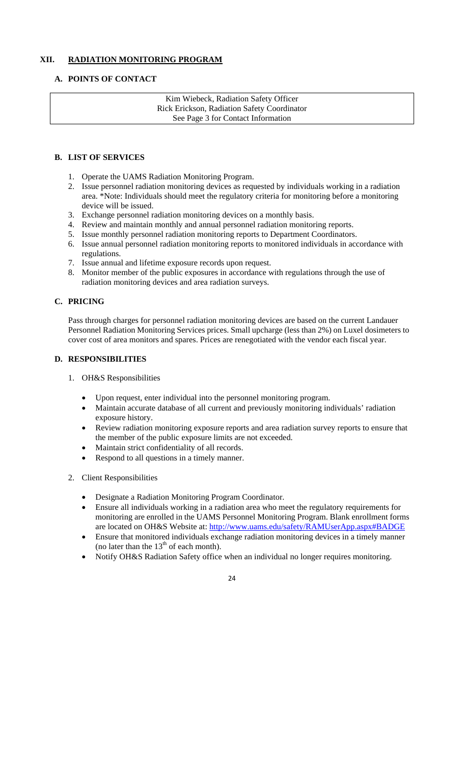## XII. RADIATION MONITORING PROGRAM

### A. POINTS OF CONTACT

| Kim Wiebeck, Radiation Safety Officer<br>Rick Erickson, Radiation Safety Coordinator<br>See Page 3 for Contact Information |
|---|

### B. LIST OF SERVICES

1. Operate the UAMS Radiation Monitoring Program.
2. Issue personnel radiation monitoring devices as requested by individuals working in a radiation area. *Note: Individuals should meet the regulatory criteria for monitoring before a monitoring device will be issued.
3. Exchange personnel radiation monitoring devices on a monthly basis.
4. Review and maintain monthly and annual personnel radiation monitoring reports.
5. Issue monthly personnel radiation monitoring reports to Department Coordinators.
6. Issue annual personnel radiation monitoring reports to monitored individuals in accordance with regulations.
7. Issue annual and lifetime exposure records upon request.
8. Monitor member of the public exposures in accordance with regulations through the use of radiation monitoring devices and area radiation surveys.

### C. PRICING

Pass through charges for personnel radiation monitoring devices are based on the current Landauer Personnel Radiation Monitoring Services prices. Small upcharge (less than 2%) on Luxel dosimeters to cover cost of area monitors and spares. Prices are renegotiated with the vendor each fiscal year.

### D. RESPONSIBILITIES

1. OH&S Responsibilities

   - Upon request, enter individual into the personnel monitoring program.
   - Maintain accurate database of all current and previously monitoring individuals' radiation exposure history.
   - Review radiation monitoring exposure reports and area radiation survey reports to ensure that the member of the public exposure limits are not exceeded.
   - Maintain strict confidentiality of all records.
   - Respond to all questions in a timely manner.

2. Client Responsibilities

   - Designate a Radiation Monitoring Program Coordinator.
   - Ensure all individuals working in a radiation area who meet the regulatory requirements for monitoring are enrolled in the UAMS Personnel Monitoring Program. Blank enrollment forms are located on OH&S Website at: http://www.uams.edu/safety/RAMUserApp.aspx#BADGE
   - Ensure that monitored individuals exchange radiation monitoring devices in a timely manner (no later than the 13th of each month).
   - Notify OH&S Radiation Safety office when an individual no longer requires monitoring.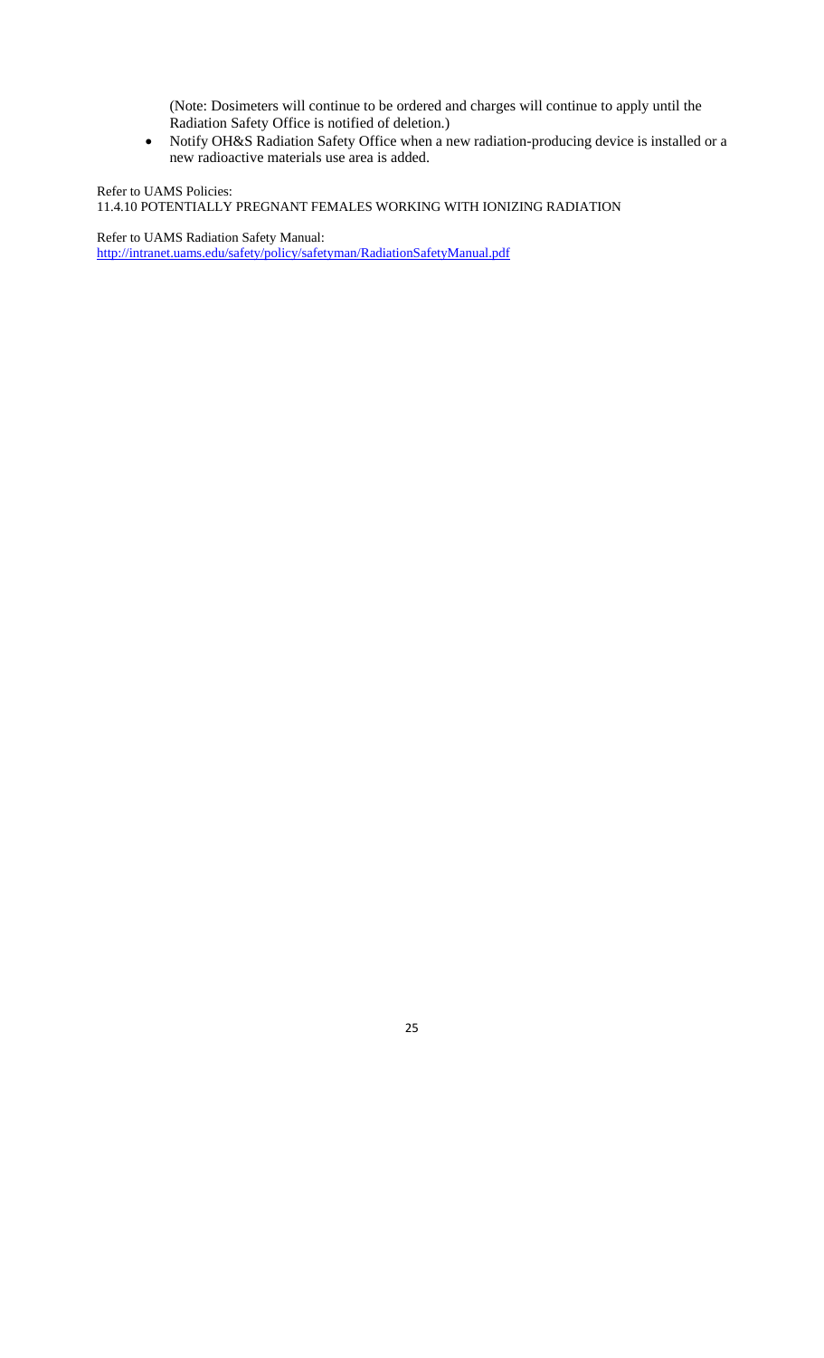(Note: Dosimeters will continue to be ordered and charges will continue to apply until the Radiation Safety Office is notified of deletion.)

- Notify OH&S Radiation Safety Office when a new radiation-producing device is installed or a new radioactive materials use area is added.

Refer to UAMS Policies:
11.4.10 POTENTIALLY PREGNANT FEMALES WORKING WITH IONIZING RADIATION

Refer to UAMS Radiation Safety Manual:
http://intranet.uams.edu/safety/policy/safetyman/RadiationSafetyManual.pdf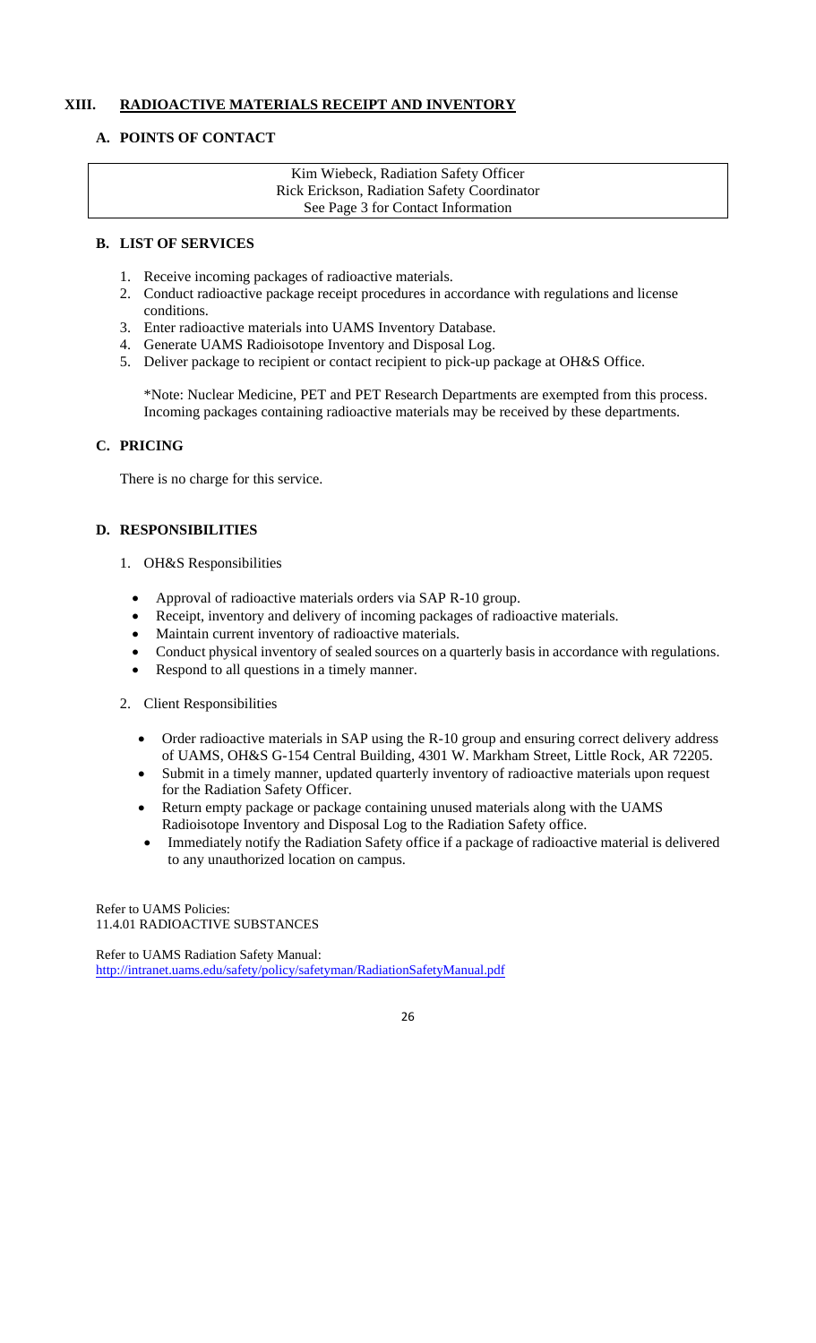## XIII. RADIOACTIVE MATERIALS RECEIPT AND INVENTORY

### A. POINTS OF CONTACT

| Kim Wiebeck, Radiation Safety Officer<br>Rick Erickson, Radiation Safety Coordinator<br>See Page 3 for Contact Information |
|---|

### B. LIST OF SERVICES

1. Receive incoming packages of radioactive materials.
2. Conduct radioactive package receipt procedures in accordance with regulations and license conditions.
3. Enter radioactive materials into UAMS Inventory Database.
4. Generate UAMS Radioisotope Inventory and Disposal Log.
5. Deliver package to recipient or contact recipient to pick-up package at OH&S Office.

*Note: Nuclear Medicine, PET and PET Research Departments are exempted from this process. Incoming packages containing radioactive materials may be received by these departments.

### C. PRICING

There is no charge for this service.

### D. RESPONSIBILITIES

1. OH&S Responsibilities
   - Approval of radioactive materials orders via SAP R-10 group.
   - Receipt, inventory and delivery of incoming packages of radioactive materials.
   - Maintain current inventory of radioactive materials.
   - Conduct physical inventory of sealed sources on a quarterly basis in accordance with regulations.
   - Respond to all questions in a timely manner.

2. Client Responsibilities
   - Order radioactive materials in SAP using the R-10 group and ensuring correct delivery address of UAMS, OH&S G-154 Central Building, 4301 W. Markham Street, Little Rock, AR 72205.
   - Submit in a timely manner, updated quarterly inventory of radioactive materials upon request for the Radiation Safety Officer.
   - Return empty package or package containing unused materials along with the UAMS Radioisotope Inventory and Disposal Log to the Radiation Safety office.
   - Immediately notify the Radiation Safety office if a package of radioactive material is delivered to any unauthorized location on campus.

Refer to UAMS Policies:
11.4.01 RADIOACTIVE SUBSTANCES

Refer to UAMS Radiation Safety Manual:
http://intranet.uams.edu/safety/policy/safetyman/RadiationSafetyManual.pdf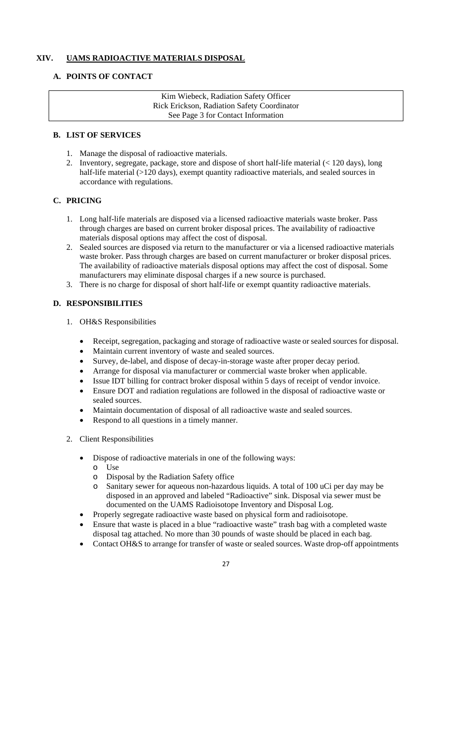## XIV. UAMS RADIOACTIVE MATERIALS DISPOSAL

### A. POINTS OF CONTACT

| Kim Wiebeck, Radiation Safety Officer<br>Rick Erickson, Radiation Safety Coordinator<br>See Page 3 for Contact Information |
|---|

### B. LIST OF SERVICES

1. Manage the disposal of radioactive materials.
2. Inventory, segregate, package, store and dispose of short half-life material (< 120 days), long half-life material (>120 days), exempt quantity radioactive materials, and sealed sources in accordance with regulations.

### C. PRICING

1. Long half-life materials are disposed via a licensed radioactive materials waste broker. Pass through charges are based on current broker disposal prices. The availability of radioactive materials disposal options may affect the cost of disposal.
2. Sealed sources are disposed via return to the manufacturer or via a licensed radioactive materials waste broker. Pass through charges are based on current manufacturer or broker disposal prices. The availability of radioactive materials disposal options may affect the cost of disposal. Some manufacturers may eliminate disposal charges if a new source is purchased.
3. There is no charge for disposal of short half-life or exempt quantity radioactive materials.

### D. RESPONSIBILITIES

1. OH&S Responsibilities
   - Receipt, segregation, packaging and storage of radioactive waste or sealed sources for disposal.
   - Maintain current inventory of waste and sealed sources.
   - Survey, de-label, and dispose of decay-in-storage waste after proper decay period.
   - Arrange for disposal via manufacturer or commercial waste broker when applicable.
   - Issue IDT billing for contract broker disposal within 5 days of receipt of vendor invoice.
   - Ensure DOT and radiation regulations are followed in the disposal of radioactive waste or sealed sources.
   - Maintain documentation of disposal of all radioactive waste and sealed sources.
   - Respond to all questions in a timely manner.

2. Client Responsibilities
   - Dispose of radioactive materials in one of the following ways:
     - Use
     - Disposal by the Radiation Safety office
     - Sanitary sewer for aqueous non-hazardous liquids. A total of 100 uCi per day may be disposed in an approved and labeled "Radioactive" sink. Disposal via sewer must be documented on the UAMS Radioisotope Inventory and Disposal Log.
   - Properly segregate radioactive waste based on physical form and radioisotope.
   - Ensure that waste is placed in a blue "radioactive waste" trash bag with a completed waste disposal tag attached. No more than 30 pounds of waste should be placed in each bag.
   - Contact OH&S to arrange for transfer of waste or sealed sources. Waste drop-off appointments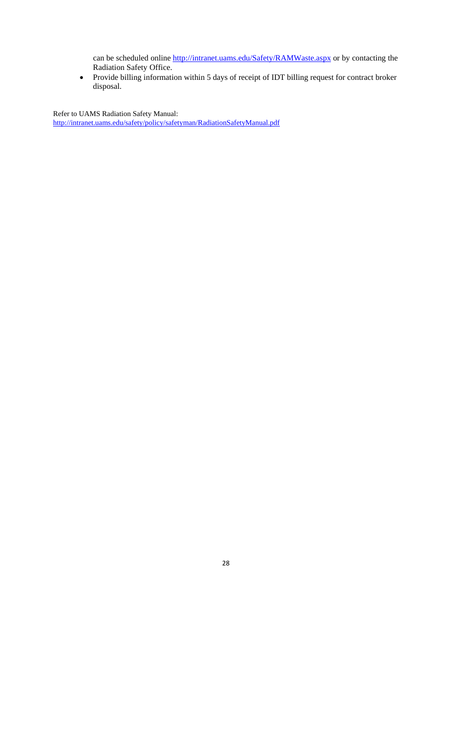can be scheduled online http://intranet.uams.edu/Safety/RAMWaste.aspx or by contacting the Radiation Safety Office.

- Provide billing information within 5 days of receipt of IDT billing request for contract broker disposal.

Refer to UAMS Radiation Safety Manual:
http://intranet.uams.edu/safety/policy/safetyman/RadiationSafetyManual.pdf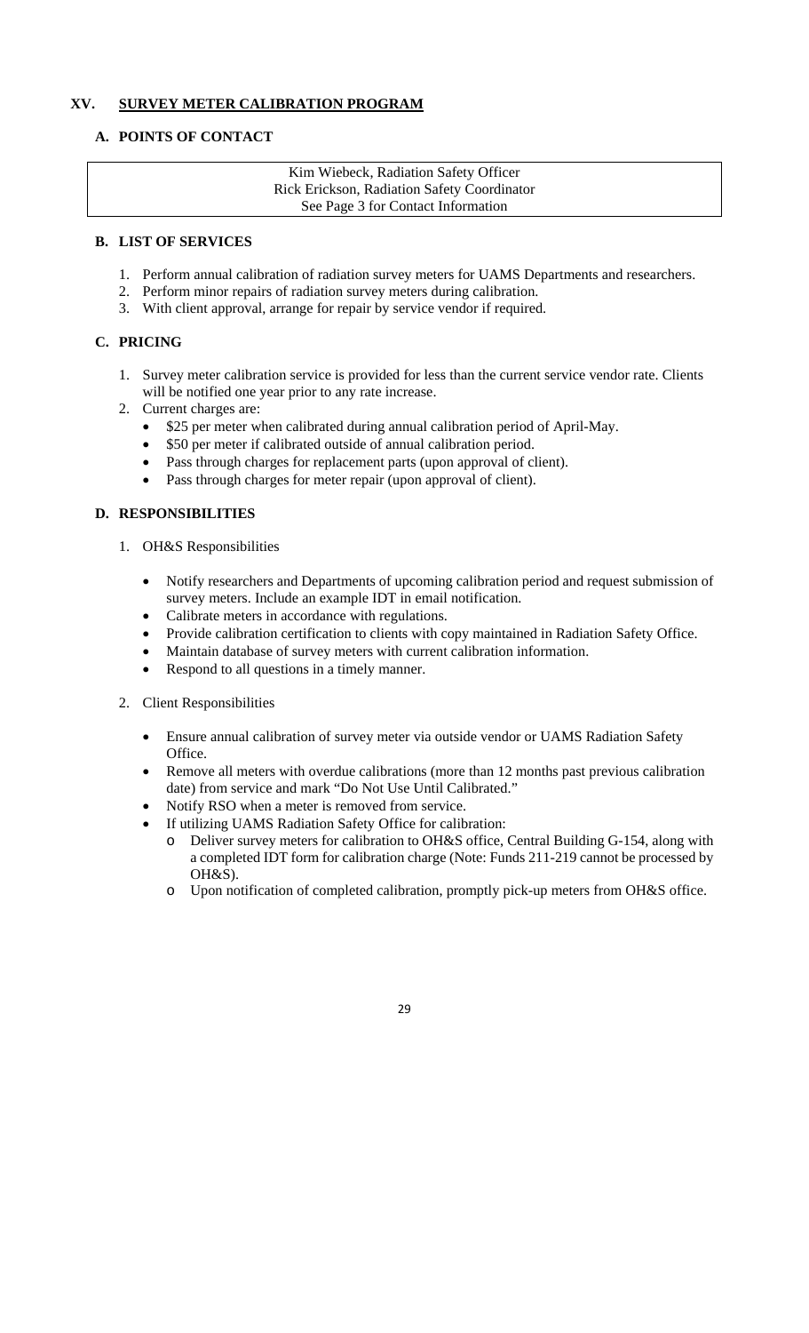## XV. SURVEY METER CALIBRATION PROGRAM

### A. POINTS OF CONTACT

| Kim Wiebeck, Radiation Safety Officer<br>Rick Erickson, Radiation Safety Coordinator<br>See Page 3 for Contact Information |
|---|

### B. LIST OF SERVICES

1. Perform annual calibration of radiation survey meters for UAMS Departments and researchers.
2. Perform minor repairs of radiation survey meters during calibration.
3. With client approval, arrange for repair by service vendor if required.

### C. PRICING

1. Survey meter calibration service is provided for less than the current service vendor rate. Clients will be notified one year prior to any rate increase.
2. Current charges are:
   - $25 per meter when calibrated during annual calibration period of April-May.
   - $50 per meter if calibrated outside of annual calibration period.
   - Pass through charges for replacement parts (upon approval of client).
   - Pass through charges for meter repair (upon approval of client).

### D. RESPONSIBILITIES

1. OH&S Responsibilities
   - Notify researchers and Departments of upcoming calibration period and request submission of survey meters. Include an example IDT in email notification.
   - Calibrate meters in accordance with regulations.
   - Provide calibration certification to clients with copy maintained in Radiation Safety Office.
   - Maintain database of survey meters with current calibration information.
   - Respond to all questions in a timely manner.
2. Client Responsibilities
   - Ensure annual calibration of survey meter via outside vendor or UAMS Radiation Safety Office.
   - Remove all meters with overdue calibrations (more than 12 months past previous calibration date) from service and mark "Do Not Use Until Calibrated."
   - Notify RSO when a meter is removed from service.
   - If utilizing UAMS Radiation Safety Office for calibration:
     - Deliver survey meters for calibration to OH&S office, Central Building G-154, along with a completed IDT form for calibration charge (Note: Funds 211-219 cannot be processed by OH&S).
     - Upon notification of completed calibration, promptly pick-up meters from OH&S office.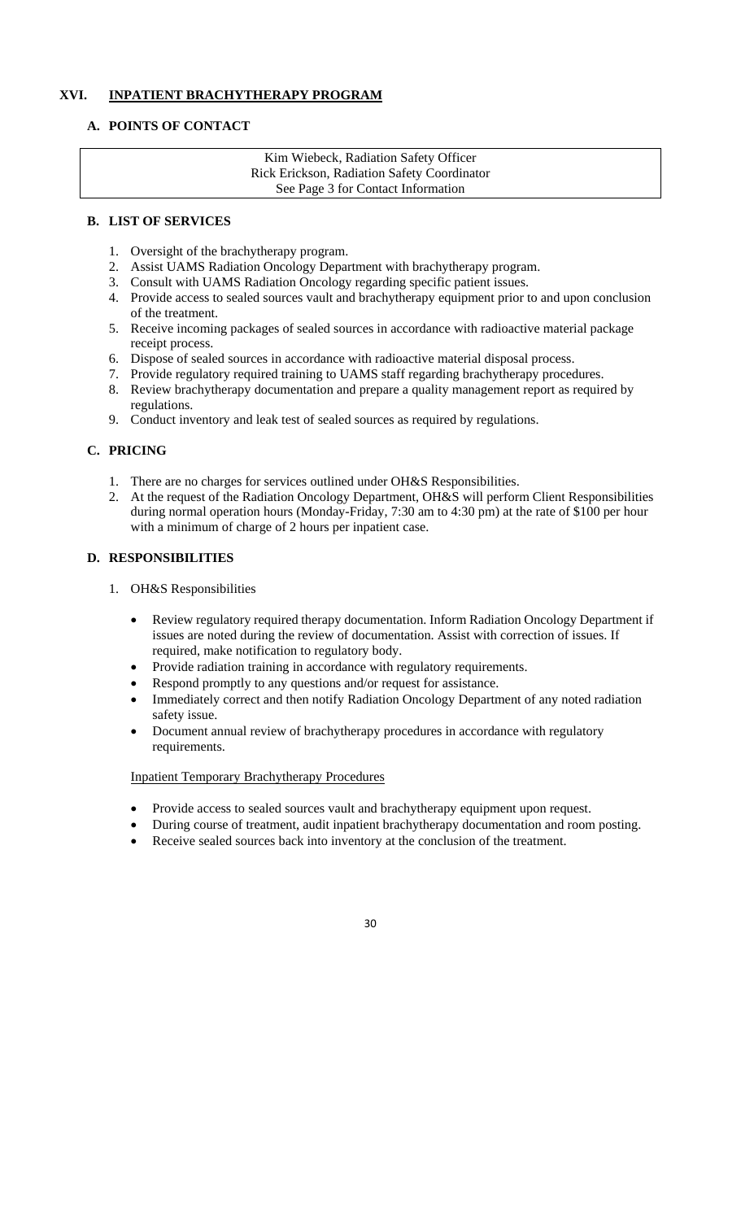# XVI. INPATIENT BRACHYTHERAPY PROGRAM

## A. POINTS OF CONTACT

| Kim Wiebeck, Radiation Safety Officer<br>Rick Erickson, Radiation Safety Coordinator<br>See Page 3 for Contact Information |
|---|

## B. LIST OF SERVICES

1. Oversight of the brachytherapy program.
2. Assist UAMS Radiation Oncology Department with brachytherapy program.
3. Consult with UAMS Radiation Oncology regarding specific patient issues.
4. Provide access to sealed sources vault and brachytherapy equipment prior to and upon conclusion of the treatment.
5. Receive incoming packages of sealed sources in accordance with radioactive material package receipt process.
6. Dispose of sealed sources in accordance with radioactive material disposal process.
7. Provide regulatory required training to UAMS staff regarding brachytherapy procedures.
8. Review brachytherapy documentation and prepare a quality management report as required by regulations.
9. Conduct inventory and leak test of sealed sources as required by regulations.

## C. PRICING

1. There are no charges for services outlined under OH&S Responsibilities.
2. At the request of the Radiation Oncology Department, OH&S will perform Client Responsibilities during normal operation hours (Monday-Friday, 7:30 am to 4:30 pm) at the rate of $100 per hour with a minimum of charge of 2 hours per inpatient case.

## D. RESPONSIBILITIES

1. OH&S Responsibilities

   - Review regulatory required therapy documentation. Inform Radiation Oncology Department if issues are noted during the review of documentation. Assist with correction of issues. If required, make notification to regulatory body.
   - Provide radiation training in accordance with regulatory requirements.
   - Respond promptly to any questions and/or request for assistance.
   - Immediately correct and then notify Radiation Oncology Department of any noted radiation safety issue.
   - Document annual review of brachytherapy procedures in accordance with regulatory requirements.

   Inpatient Temporary Brachytherapy Procedures

   - Provide access to sealed sources vault and brachytherapy equipment upon request.
   - During course of treatment, audit inpatient brachytherapy documentation and room posting.
   - Receive sealed sources back into inventory at the conclusion of the treatment.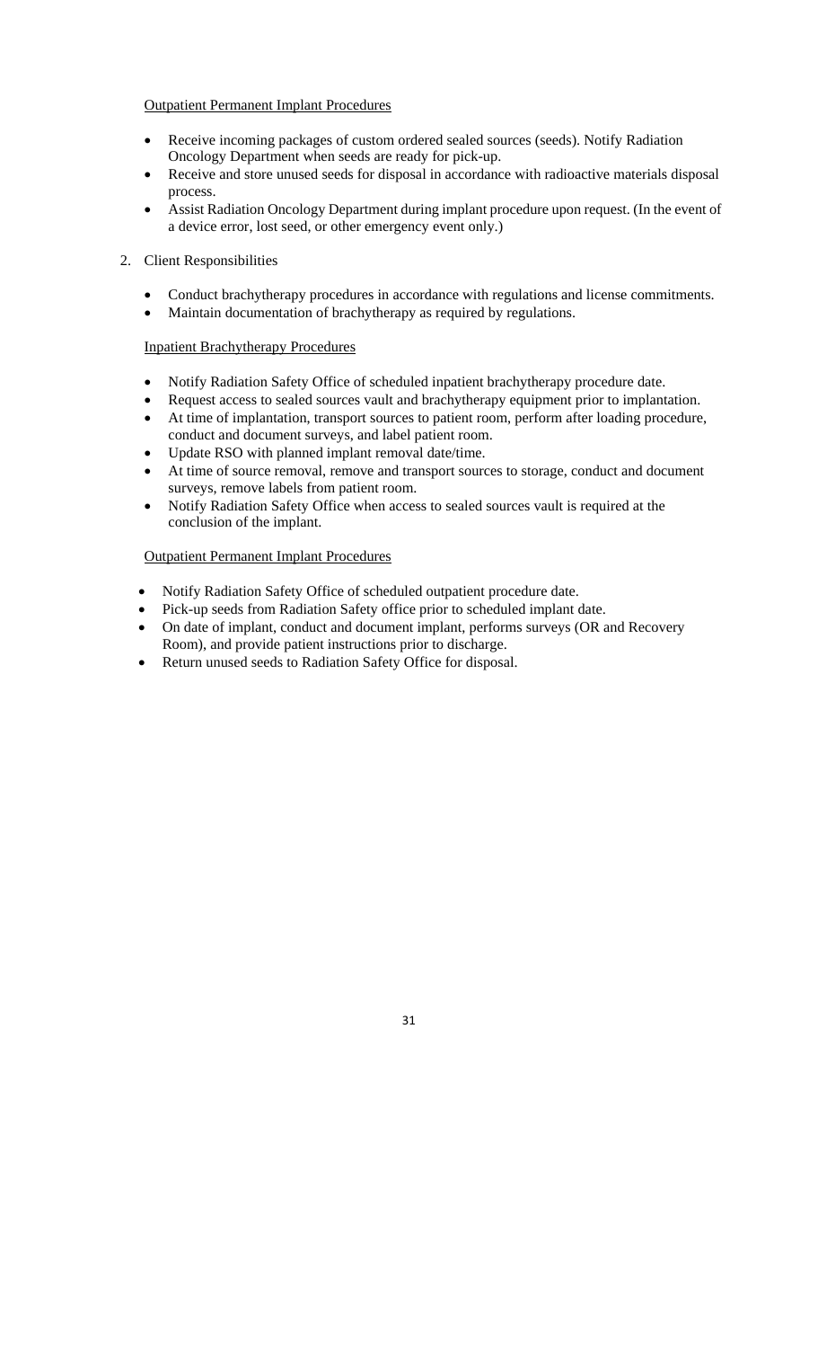<u>Outpatient Permanent Implant Procedures</u>

- Receive incoming packages of custom ordered sealed sources (seeds). Notify Radiation Oncology Department when seeds are ready for pick-up.
- Receive and store unused seeds for disposal in accordance with radioactive materials disposal process.
- Assist Radiation Oncology Department during implant procedure upon request. (In the event of a device error, lost seed, or other emergency event only.)

2. Client Responsibilities

- Conduct brachytherapy procedures in accordance with regulations and license commitments.
- Maintain documentation of brachytherapy as required by regulations.

<u>Inpatient Brachytherapy Procedures</u>

- Notify Radiation Safety Office of scheduled inpatient brachytherapy procedure date.
- Request access to sealed sources vault and brachytherapy equipment prior to implantation.
- At time of implantation, transport sources to patient room, perform after loading procedure, conduct and document surveys, and label patient room.
- Update RSO with planned implant removal date/time.
- At time of source removal, remove and transport sources to storage, conduct and document surveys, remove labels from patient room.
- Notify Radiation Safety Office when access to sealed sources vault is required at the conclusion of the implant.

<u>Outpatient Permanent Implant Procedures</u>

- Notify Radiation Safety Office of scheduled outpatient procedure date.
- Pick-up seeds from Radiation Safety office prior to scheduled implant date.
- On date of implant, conduct and document implant, performs surveys (OR and Recovery Room), and provide patient instructions prior to discharge.
- Return unused seeds to Radiation Safety Office for disposal.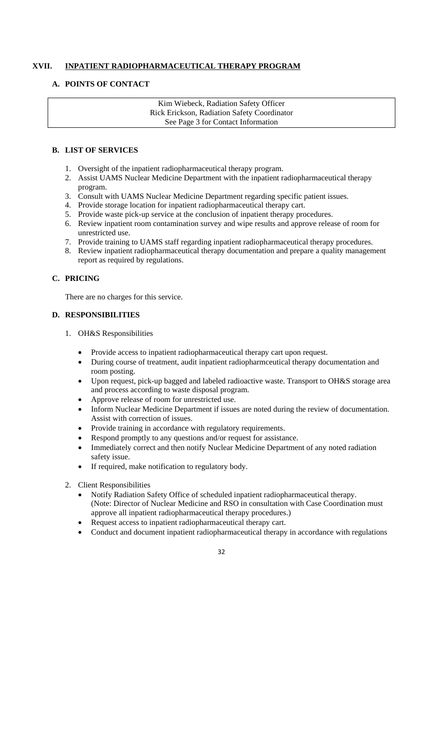## XVII. INPATIENT RADIOPHARMACEUTICAL THERAPY PROGRAM

### A. POINTS OF CONTACT

| Kim Wiebeck, Radiation Safety Officer<br>Rick Erickson, Radiation Safety Coordinator<br>See Page 3 for Contact Information |
|---|

### B. LIST OF SERVICES

1. Oversight of the inpatient radiopharmaceutical therapy program.
2. Assist UAMS Nuclear Medicine Department with the inpatient radiopharmaceutical therapy program.
3. Consult with UAMS Nuclear Medicine Department regarding specific patient issues.
4. Provide storage location for inpatient radiopharmaceutical therapy cart.
5. Provide waste pick-up service at the conclusion of inpatient therapy procedures.
6. Review inpatient room contamination survey and wipe results and approve release of room for unrestricted use.
7. Provide training to UAMS staff regarding inpatient radiopharmaceutical therapy procedures.
8. Review inpatient radiopharmaceutical therapy documentation and prepare a quality management report as required by regulations.

### C. PRICING

There are no charges for this service.

### D. RESPONSIBILITIES

1. OH&S Responsibilities
   - Provide access to inpatient radiopharmaceutical therapy cart upon request.
   - During course of treatment, audit inpatient radiopharmceutical therapy documentation and room posting.
   - Upon request, pick-up bagged and labeled radioactive waste. Transport to OH&S storage area and process according to waste disposal program.
   - Approve release of room for unrestricted use.
   - Inform Nuclear Medicine Department if issues are noted during the review of documentation. Assist with correction of issues.
   - Provide training in accordance with regulatory requirements.
   - Respond promptly to any questions and/or request for assistance.
   - Immediately correct and then notify Nuclear Medicine Department of any noted radiation safety issue.
   - If required, make notification to regulatory body.
2. Client Responsibilities
   - Notify Radiation Safety Office of scheduled inpatient radiopharmaceutical therapy. (Note: Director of Nuclear Medicine and RSO in consultation with Case Coordination must approve all inpatient radiopharmaceutical therapy procedures.)
   - Request access to inpatient radiopharmaceutical therapy cart.
   - Conduct and document inpatient radiopharmaceutical therapy in accordance with regulations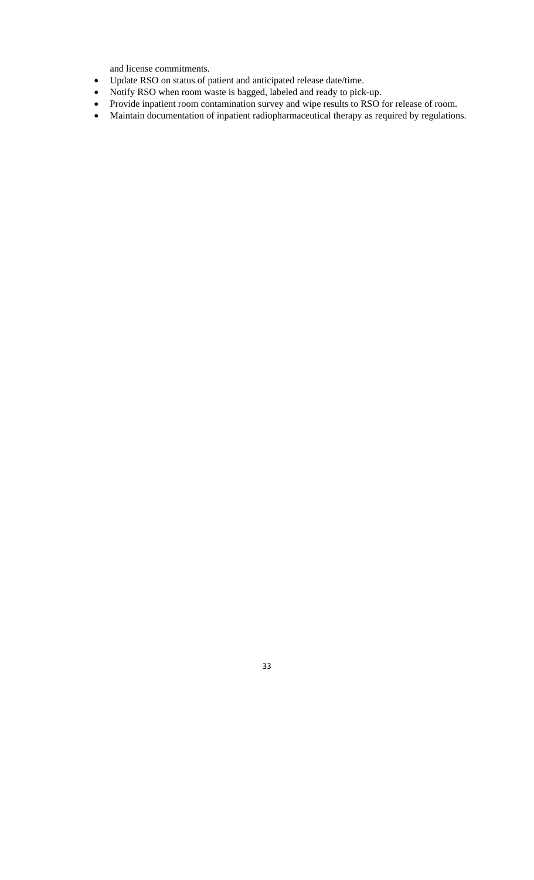and license commitments.

- Update RSO on status of patient and anticipated release date/time.
- Notify RSO when room waste is bagged, labeled and ready to pick-up.
- Provide inpatient room contamination survey and wipe results to RSO for release of room.
- Maintain documentation of inpatient radiopharmaceutical therapy as required by regulations.